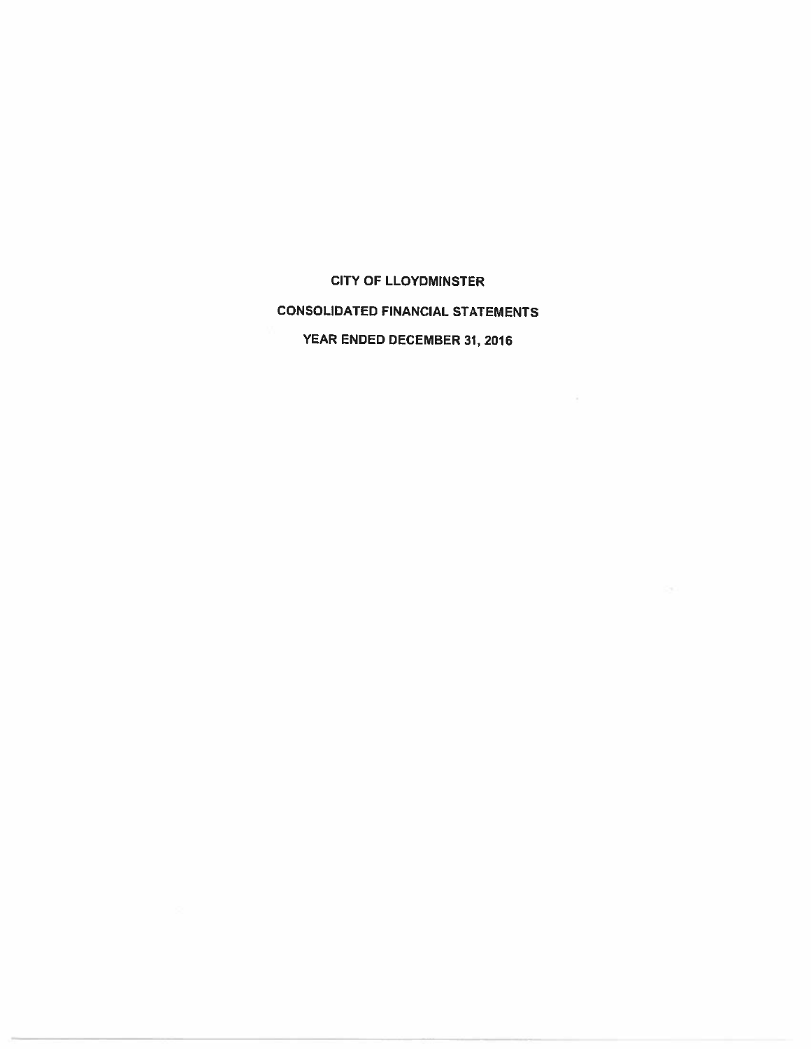# CITY OF LLOYDMINSTER

## CONSOLIDATED FINANCIAL STATEMENTS

### YEAR ENDED DECEMBER 31, 2016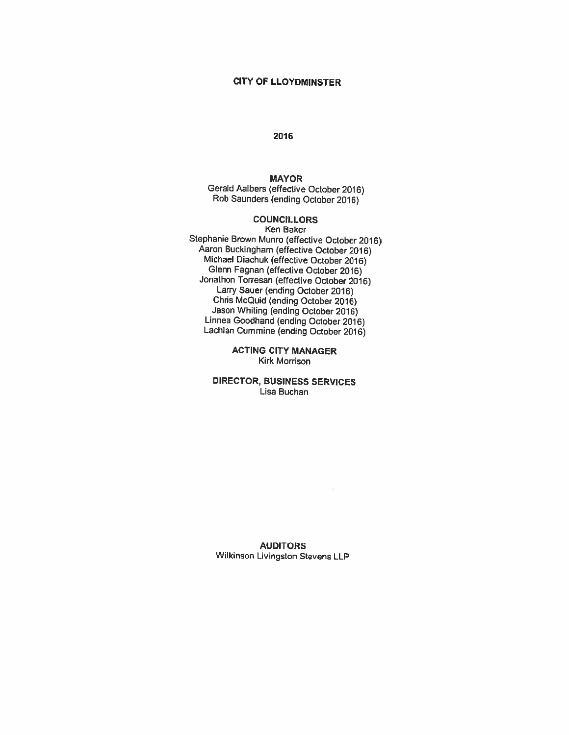# CITY OF LLOYDMINSTER

## 2016

### MAYOR

Gerald Aalbers (effective October 2016)
Rob Saunders (ending October 2016)

### COUNCILLORS

Ken Baker
Stephanie Brown Munro (effective October 2016)
Aaron Buckingham (effective October 2016)
Michael Diachuk (effective October 2016)
Glenn Fagnan (effective October 2016)
Jonathon Torresan (effective October 2016)
Larry Sauer (ending October 2016)
Chris McQuid (ending October 2016)
Jason Whiting (ending October 2016)
Linnea Goodhand (ending October 2016)
Lachlan Cummine (ending October 2016)

### ACTING CITY MANAGER

Kirk Morrison

### DIRECTOR, BUSINESS SERVICES

Lisa Buchan

### AUDITORS

Wilkinson Livingston Stevens LLP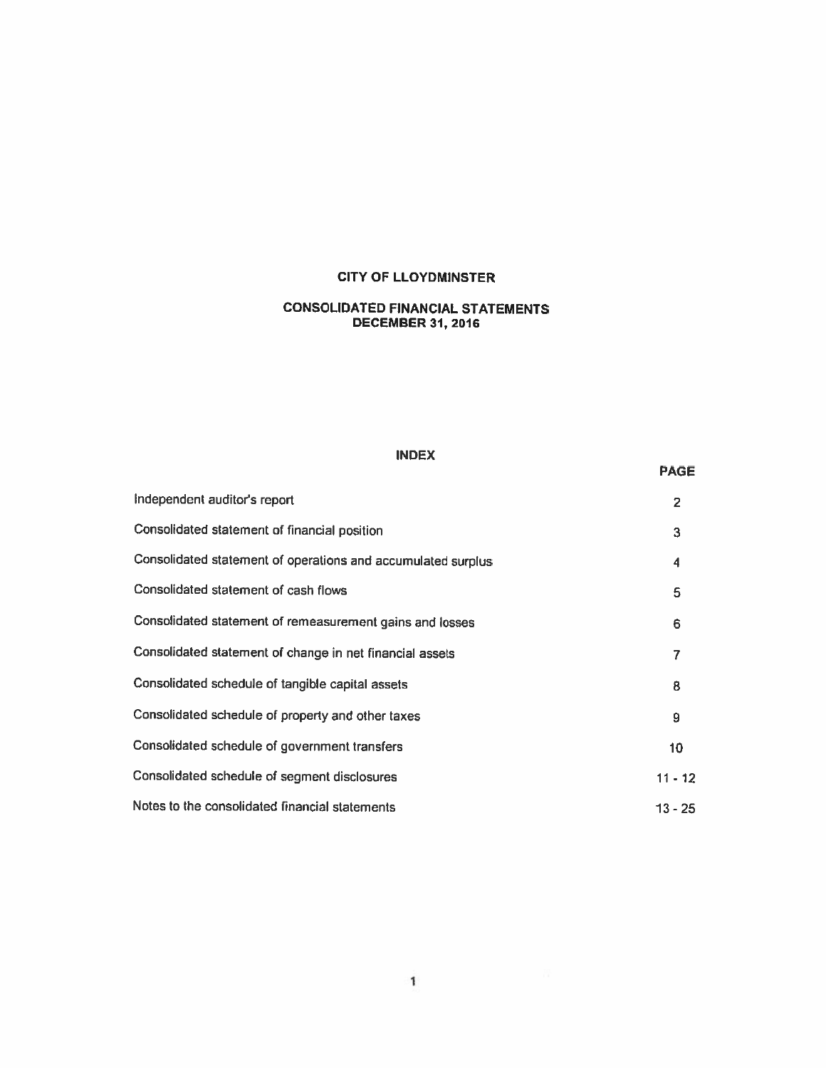# CITY OF LLOYDMINSTER

## CONSOLIDATED FINANCIAL STATEMENTS
## DECEMBER 31, 2016

### INDEX

| | PAGE |
|---|---|
| Independent auditor's report | 2 |
| Consolidated statement of financial position | 3 |
| Consolidated statement of operations and accumulated surplus | 4 |
| Consolidated statement of cash flows | 5 |
| Consolidated statement of remeasurement gains and losses | 6 |
| Consolidated statement of change in net financial assets | 7 |
| Consolidated schedule of tangible capital assets | 8 |
| Consolidated schedule of property and other taxes | 9 |
| Consolidated schedule of government transfers | 10 |
| Consolidated schedule of segment disclosures | 11 - 12 |
| Notes to the consolidated financial statements | 13 - 25 |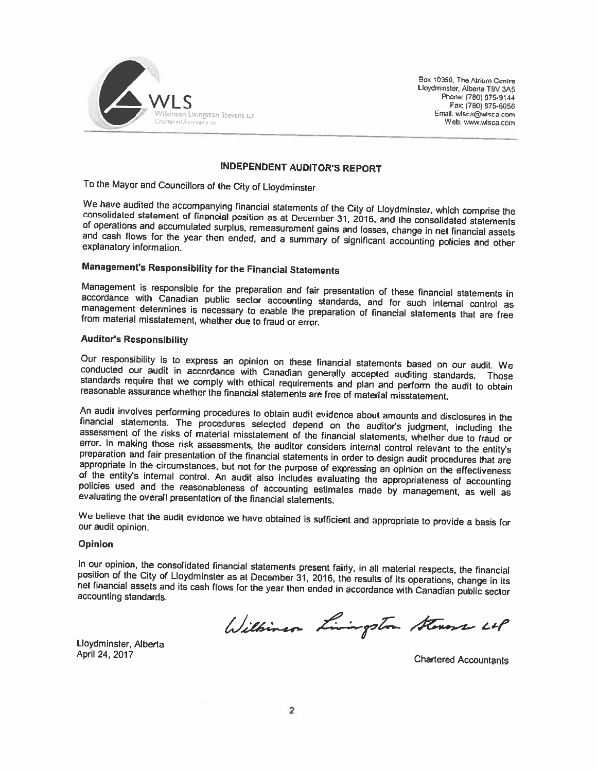WLS
Wilkinson Livingston Stevens LLP
Chartered Accountants

Box 10350, The Atrium Centre
Lloydminster, Alberta T9V 3A5
Phone: (780) 875-9144
Fax: (780) 875-6056
Email: wlsca@wlsca.com
Web: www.wlsca.com

# INDEPENDENT AUDITOR'S REPORT

To the Mayor and Councillors of the City of Lloydminster

We have audited the accompanying financial statements of the City of Lloydminster, which comprise the consolidated statement of financial position as at December 31, 2016, and the consolidated statements of operations and accumulated surplus, remeasurement gains and losses, change in net financial assets and cash flows for the year then ended, and a summary of significant accounting policies and other explanatory information.

## Management's Responsibility for the Financial Statements

Management is responsible for the preparation and fair presentation of these financial statements in accordance with Canadian public sector accounting standards, and for such internal control as management determines is necessary to enable the preparation of financial statements that are free from material misstatement, whether due to fraud or error.

## Auditor's Responsibility

Our responsibility is to express an opinion on these financial statements based on our audit. We conducted our audit in accordance with Canadian generally accepted auditing standards. Those standards require that we comply with ethical requirements and plan and perform the audit to obtain reasonable assurance whether the financial statements are free of material misstatement.

An audit involves performing procedures to obtain audit evidence about amounts and disclosures in the financial statements. The procedures selected depend on the auditor's judgment, including the assessment of the risks of material misstatement of the financial statements, whether due to fraud or error. In making those risk assessments, the auditor considers internal control relevant to the entity's preparation and fair presentation of the financial statements in order to design audit procedures that are appropriate in the circumstances, but not for the purpose of expressing an opinion on the effectiveness of the entity's internal control. An audit also includes evaluating the appropriateness of accounting policies used and the reasonableness of accounting estimates made by management, as well as evaluating the overall presentation of the financial statements.

We believe that the audit evidence we have obtained is sufficient and appropriate to provide a basis for our audit opinion.

## Opinion

In our opinion, the consolidated financial statements present fairly, in all material respects, the financial position of the City of Lloydminster as at December 31, 2016, the results of its operations, change in its net financial assets and its cash flows for the year then ended in accordance with Canadian public sector accounting standards.

Wilkinson Livingston Stevens LLP

Chartered Accountants

Lloydminster, Alberta
April 24, 2017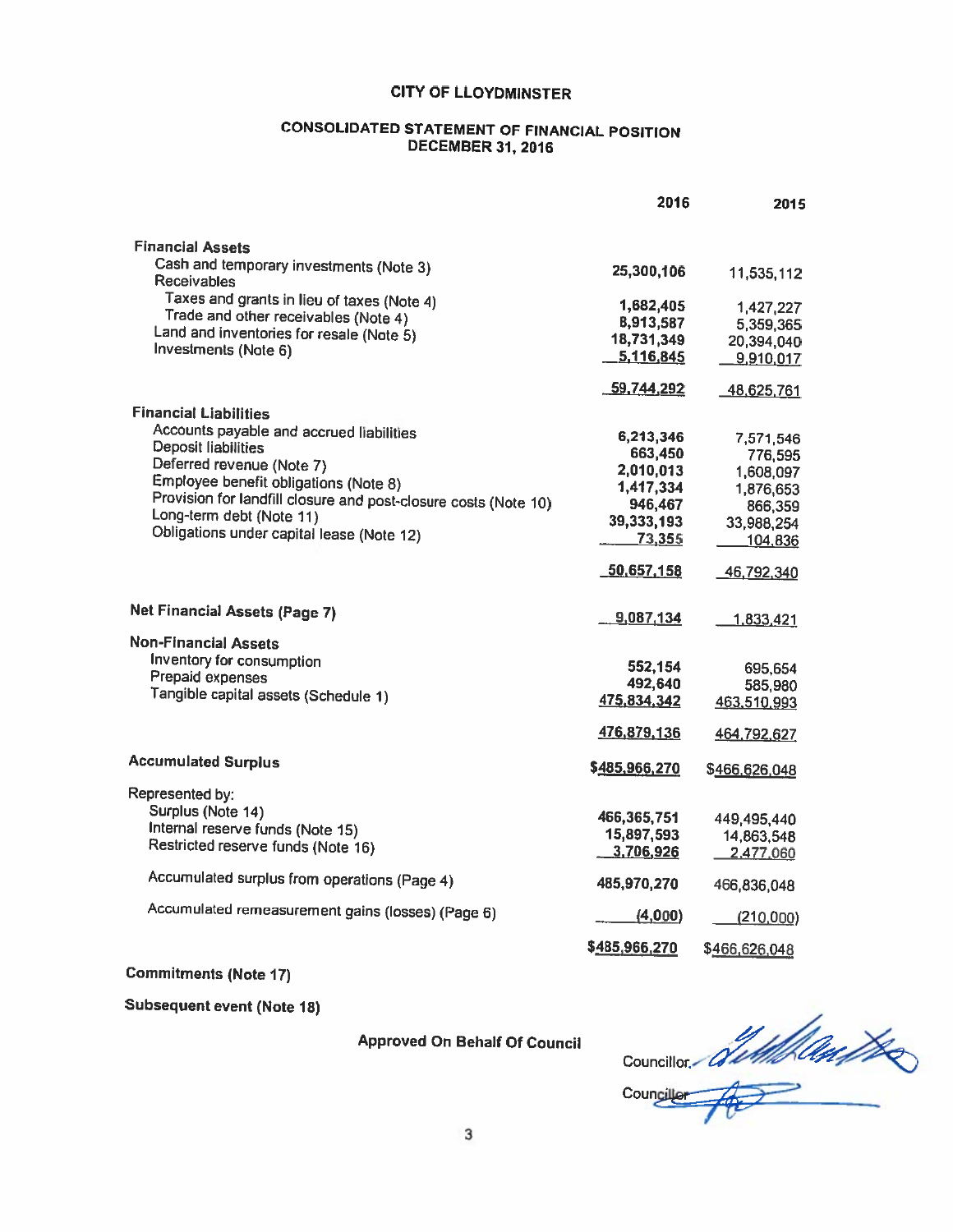# CITY OF LLOYDMINSTER

## CONSOLIDATED STATEMENT OF FINANCIAL POSITION
## DECEMBER 31, 2016

| | 2016 | 2015 |
|---|---|---|
| **Financial Assets** | | |
| Cash and temporary investments (Note 3) | 25,300,106 | 11,535,112 |
| Receivables | | |
| Taxes and grants in lieu of taxes (Note 4) | 1,682,405 | 1,427,227 |
| Trade and other receivables (Note 4) | 8,913,587 | 5,359,365 |
| Land and inventories for resale (Note 5) | 18,731,349 | 20,394,040 |
| Investments (Note 6) | 5,116,845 | 9,910,017 |
| | 59,744,292 | 48,625,761 |
| **Financial Liabilities** | | |
| Accounts payable and accrued liabilities | 6,213,346 | 7,571,546 |
| Deposit liabilities | 663,450 | 776,595 |
| Deferred revenue (Note 7) | 2,010,013 | 1,608,097 |
| Employee benefit obligations (Note 8) | 1,417,334 | 1,876,653 |
| Provision for landfill closure and post-closure costs (Note 10) | 946,467 | 866,359 |
| Long-term debt (Note 11) | 39,333,193 | 33,988,254 |
| Obligations under capital lease (Note 12) | 73,355 | 104,836 |
| | 50,657,158 | 46,792,340 |
| **Net Financial Assets (Page 7)** | 9,087,134 | 1,833,421 |
| **Non-Financial Assets** | | |
| Inventory for consumption | 552,154 | 695,654 |
| Prepaid expenses | 492,640 | 585,980 |
| Tangible capital assets (Schedule 1) | 475,834,342 | 463,510,993 |
| | 476,879,136 | 464,792,627 |
| **Accumulated Surplus** | $485,966,270 | $466,626,048 |
| Represented by: | | |
| Surplus (Note 14) | 466,365,751 | 449,495,440 |
| Internal reserve funds (Note 15) | 15,897,593 | 14,863,548 |
| Restricted reserve funds (Note 16) | 3,706,926 | 2,477,060 |
| Accumulated surplus from operations (Page 4) | 485,970,270 | 466,836,048 |
| Accumulated remeasurement gains (losses) (Page 6) | (4,000) | (210,000) |
| | $485,966,270 | $466,626,048 |

**Commitments (Note 17)**

**Subsequent event (Note 18)**

**Approved On Behalf Of Council**

Councillor

Councillor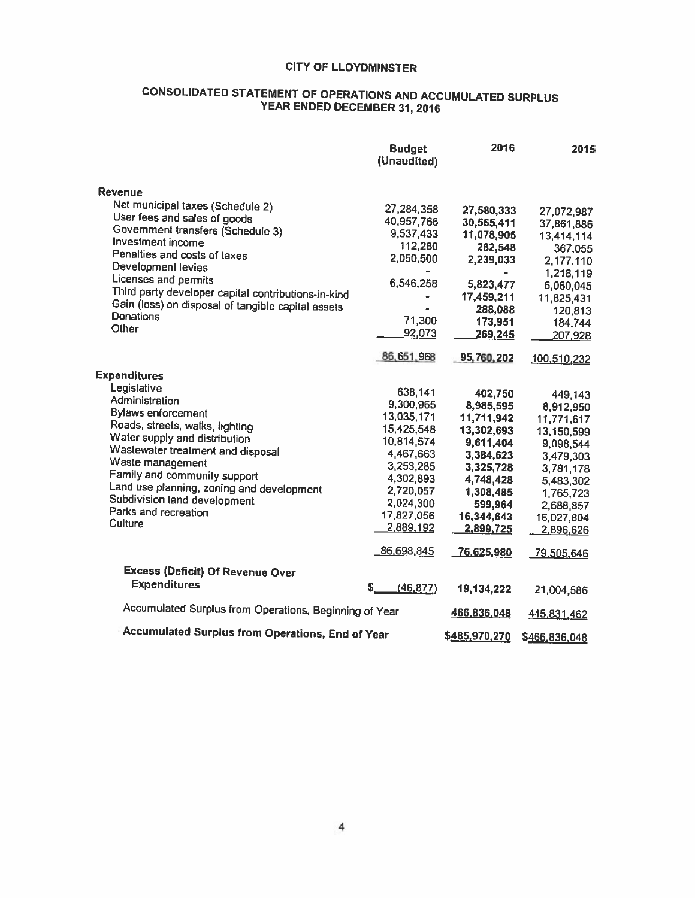# CITY OF LLOYDMINSTER

## CONSOLIDATED STATEMENT OF OPERATIONS AND ACCUMULATED SURPLUS
## YEAR ENDED DECEMBER 31, 2016

| | Budget (Unaudited) | 2016 | 2015 |
|---|---|---|---|
| **Revenue** | | | |
| Net municipal taxes (Schedule 2) | 27,284,358 | **27,580,333** | 27,072,987 |
| User fees and sales of goods | 40,957,766 | **30,565,411** | 37,861,886 |
| Government transfers (Schedule 3) | 9,537,433 | **11,078,905** | 13,414,114 |
| Investment income | 112,280 | **282,548** | 367,055 |
| Penalties and costs of taxes | 2,050,500 | **2,239,033** | 2,177,110 |
| Development levies | - | **-** | 1,218,119 |
| Licenses and permits | 6,546,258 | **5,823,477** | 6,060,045 |
| Third party developer capital contributions-in-kind | - | **17,459,211** | 11,825,431 |
| Gain (loss) on disposal of tangible capital assets | - | **288,088** | 120,813 |
| Donations | 71,300 | **173,951** | 184,744 |
| Other | 92,073 | **269,245** | 207,928 |
| | 86,651,968 | **95,760,202** | 100,510,232 |
| **Expenditures** | | | |
| Legislative | 638,141 | **402,750** | 449,143 |
| Administration | 9,300,965 | **8,985,595** | 8,912,950 |
| Bylaws enforcement | 13,035,171 | **11,711,942** | 11,771,617 |
| Roads, streets, walks, lighting | 15,425,548 | **13,302,693** | 13,150,599 |
| Water supply and distribution | 10,814,574 | **9,611,404** | 9,098,544 |
| Wastewater treatment and disposal | 4,467,663 | **3,384,623** | 3,479,303 |
| Waste management | 3,253,285 | **3,325,728** | 3,781,178 |
| Family and community support | 4,302,893 | **4,748,428** | 5,483,302 |
| Land use planning, zoning and development | 2,720,057 | **1,308,485** | 1,765,723 |
| Subdivision land development | 2,024,300 | **599,964** | 2,688,857 |
| Parks and recreation | 17,827,056 | **16,344,643** | 16,027,804 |
| Culture | 2,889,192 | **2,899,725** | 2,896,626 |
| | 86,698,845 | **76,625,980** | 79,505,646 |
| **Excess (Deficit) Of Revenue Over Expenditures** | $ (46,877) | **19,134,222** | 21,004,586 |
| Accumulated Surplus from Operations, Beginning of Year | | **466,836,048** | 445,831,462 |
| **Accumulated Surplus from Operations, End of Year** | | **$485,970,270** | $466,836,048 |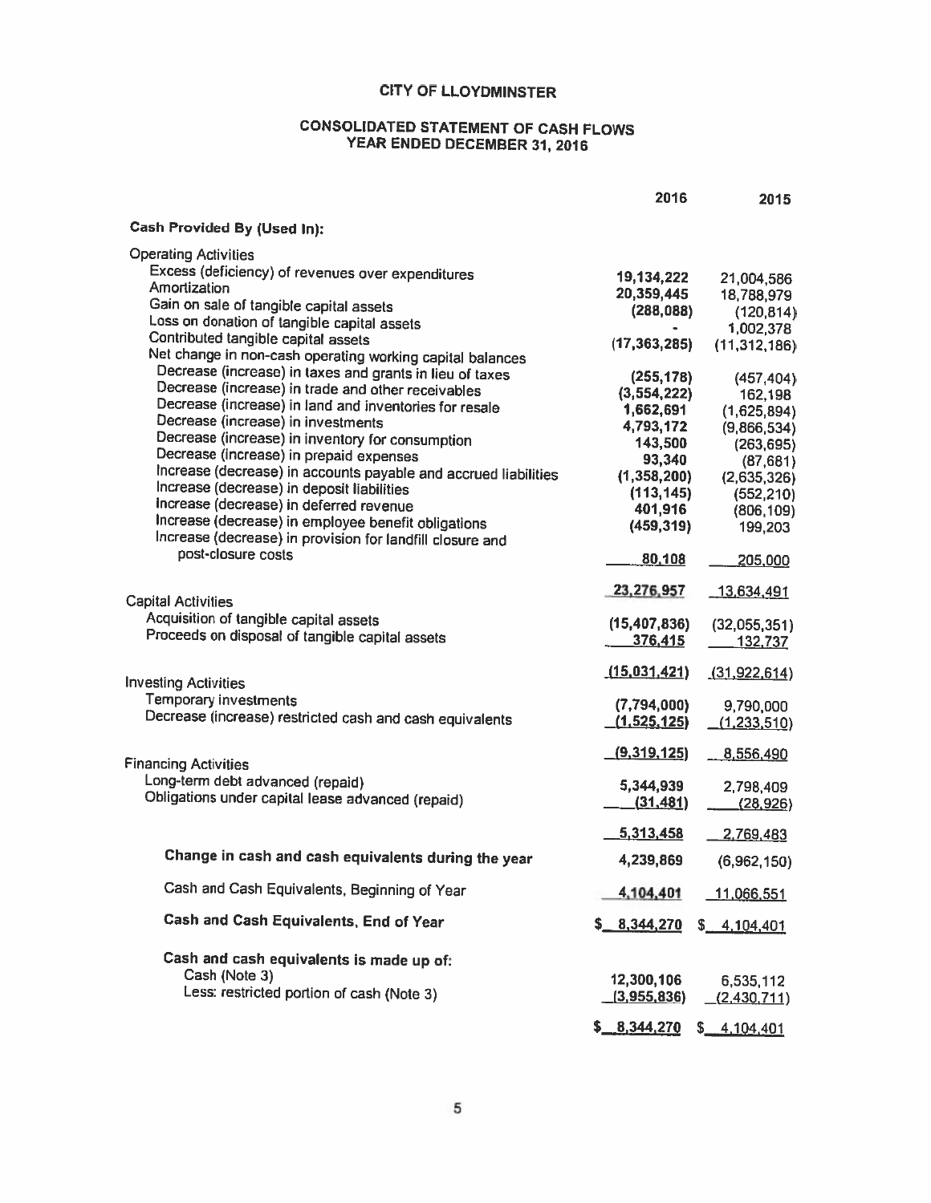# CITY OF LLOYDMINSTER

## CONSOLIDATED STATEMENT OF CASH FLOWS
## YEAR ENDED DECEMBER 31, 2016

| | 2016 | 2015 |
|---|---|---|
| **Cash Provided By (Used In):** | | |
| Operating Activities | | |
| Excess (deficiency) of revenues over expenditures | 19,134,222 | 21,004,586 |
| Amortization | 20,359,445 | 18,788,979 |
| Gain on sale of tangible capital assets | (288,088) | (120,814) |
| Loss on donation of tangible capital assets | - | 1,002,378 |
| Contributed tangible capital assets | (17,363,285) | (11,312,186) |
| Net change in non-cash operating working capital balances | | |
| Decrease (increase) in taxes and grants in lieu of taxes | (255,176) | (457,404) |
| Decrease (increase) in trade and other receivables | (3,554,222) | 162,198 |
| Decrease (increase) in land and inventories for resale | 1,662,691 | (1,625,894) |
| Decrease (increase) in investments | 4,793,172 | (9,866,534) |
| Decrease (increase) in inventory for consumption | 143,500 | (263,695) |
| Decrease (increase) in prepaid expenses | 93,340 | (87,681) |
| Increase (decrease) in accounts payable and accrued liabilities | (1,358,200) | (2,635,326) |
| Increase (decrease) in deposit liabilities | (113,145) | (552,210) |
| Increase (decrease) in deferred revenue | 401,916 | (806,109) |
| Increase (decrease) in employee benefit obligations | (459,319) | 199,203 |
| Increase (decrease) in provision for landfill closure and post-closure costs | 80,108 | 205,000 |
| | 23,276,957 | 13,634,491 |
| Capital Activities | | |
| Acquisition of tangible capital assets | (15,407,836) | (32,055,351) |
| Proceeds on disposal of tangible capital assets | 376,415 | 132,737 |
| | (15,031,421) | (31,922,614) |
| Investing Activities | | |
| Temporary investments | (7,794,000) | 9,790,000 |
| Decrease (increase) restricted cash and cash equivalents | (1,525,125) | (1,233,510) |
| | (9,319,125) | 8,556,490 |
| Financing Activities | | |
| Long-term debt advanced (repaid) | 5,344,939 | 2,798,409 |
| Obligations under capital lease advanced (repaid) | (31,481) | (28,926) |
| | 5,313,458 | 2,769,483 |
| **Change in cash and cash equivalents during the year** | 4,239,869 | (6,962,150) |
| Cash and Cash Equivalents, Beginning of Year | 4,104,401 | 11,066,551 |
| **Cash and Cash Equivalents, End of Year** | $ 8,344,270 | $ 4,104,401 |
| **Cash and cash equivalents is made up of:** | | |
| Cash (Note 3) | 12,300,106 | 6,535,112 |
| Less: restricted portion of cash (Note 3) | (3,955,836) | (2,430,711) |
| | $ 8,344,270 | $ 4,104,401 |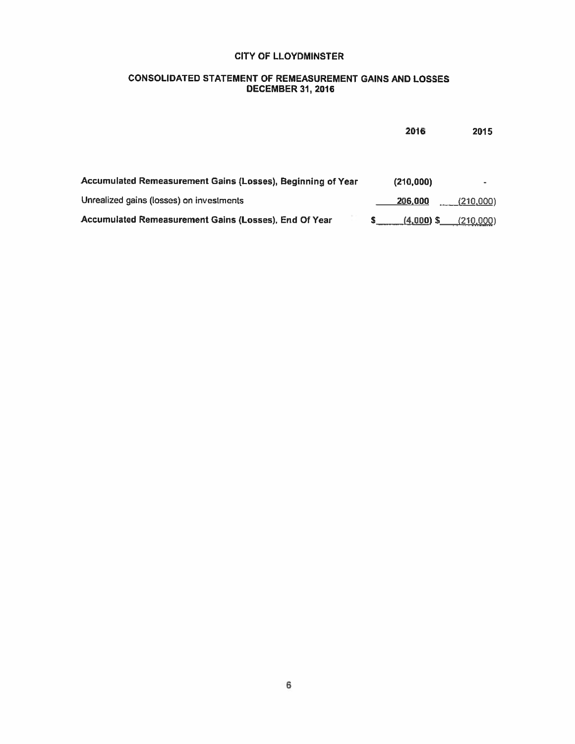# CITY OF LLOYDMINSTER

## CONSOLIDATED STATEMENT OF REMEASUREMENT GAINS AND LOSSES
## DECEMBER 31, 2016

| | 2016 | 2015 |
|---|---|---|
| **Accumulated Remeasurement Gains (Losses), Beginning of Year** | **(210,000)** | - |
| Unrealized gains (losses) on investments | **206,000** | (210,000) |
| **Accumulated Remeasurement Gains (Losses), End Of Year** | **$ (4,000)** | **$ (210,000)** |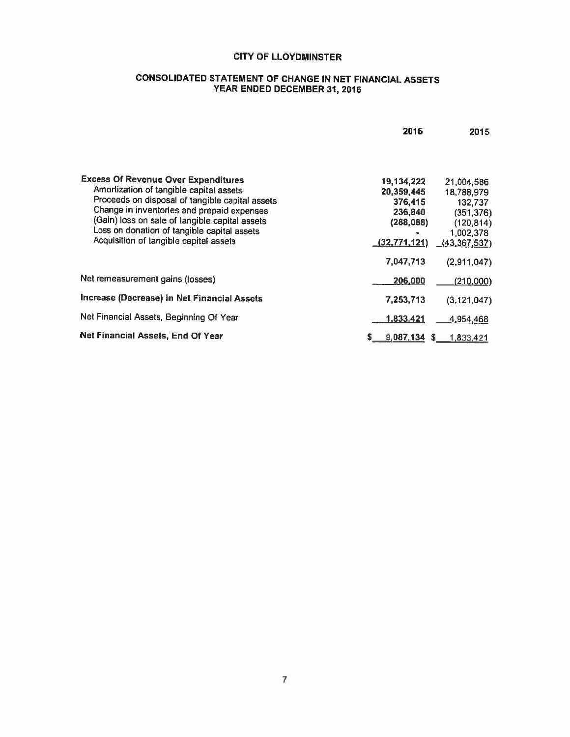# CITY OF LLOYDMINSTER

## CONSOLIDATED STATEMENT OF CHANGE IN NET FINANCIAL ASSETS
## YEAR ENDED DECEMBER 31, 2016

| | 2016 | 2015 |
|---|---|---|
| **Excess Of Revenue Over Expenditures** | **19,134,222** | 21,004,586 |
| Amortization of tangible capital assets | **20,359,445** | 18,788,979 |
| Proceeds on disposal of tangible capital assets | **376,415** | 132,737 |
| Change in inventories and prepaid expenses | **236,840** | (351,376) |
| (Gain) loss on sale of tangible capital assets | **(288,088)** | (120,814) |
| Loss on donation of tangible capital assets | **-** | 1,002,378 |
| Acquisition of tangible capital assets | **(32,771,121)** | (43,367,537) |
| | **7,047,713** | (2,911,047) |
| Net remeasurement gains (losses) | **206,000** | (210,000) |
| **Increase (Decrease) in Net Financial Assets** | **7,253,713** | (3,121,047) |
| Net Financial Assets, Beginning Of Year | **1,833,421** | 4,954,468 |
| **Net Financial Assets, End Of Year** | **$ 9,087,134** | $ 1,833,421 |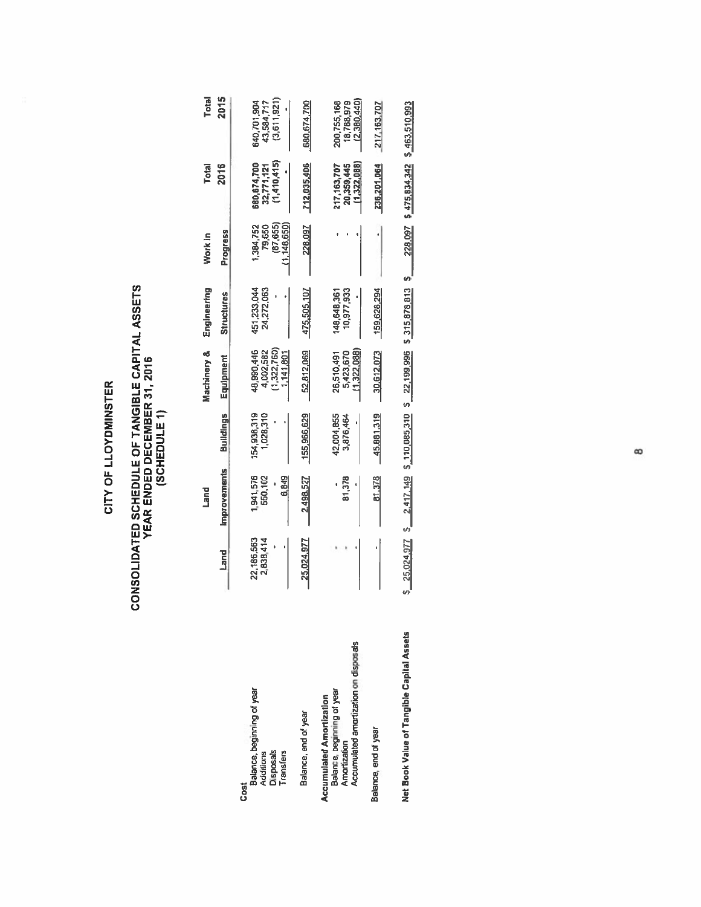# CITY OF LLOYDMINSTER

## CONSOLIDATED SCHEDULE OF TANGIBLE CAPITAL ASSETS
## YEAR ENDED DECEMBER 31, 2016
## (SCHEDULE 1)

| | Land | Land Improvements | Buildings | Machinery & Equipment | Engineering Structures | Work in Progress | Total 2016 | Total 2015 |
|---|---|---|---|---|---|---|---|---|
| **Cost** | | | | | | | | |
| Balance, beginning of year | 22,186,563 | 1,941,576 | 154,938,319 | 48,990,446 | 451,233,044 | 1,384,752 | 680,674,700 | 640,701,904 |
| Additions | 2,838,414 | 550,102 | 1,028,310 | 4,002,582 | 24,272,063 | 79,650 | 32,771,121 | 43,584,717 |
| Disposals | - | - | - | (1,322,760) | - | (87,655) | (1,410,415) | (3,611,921) |
| Transfers | - | 6,849 | - | 1,141,801 | - | (1,148,650) | - | - |
| Balance, end of year | 25,024,977 | 2,498,527 | 155,966,629 | 52,812,069 | 475,505,107 | 228,097 | 712,035,406 | 680,674,700 |
| **Accumulated Amortization** | | | | | | | | |
| Balance, beginning of year | - | - | 42,004,855 | 26,510,491 | 148,648,361 | - | 217,163,707 | 200,755,168 |
| Amortization | - | 81,378 | 3,876,464 | 5,423,670 | 10,977,933 | - | 20,359,445 | 18,788,979 |
| Accumulated amortization on disposals | - | - | - | (1,322,088) | - | - | (1,322,088) | (2,380,440) |
| Balance, end of year | - | 81,378 | 45,881,319 | 30,612,073 | 159,626,294 | - | 236,201,064 | 217,163,707 |
| **Net Book Value of Tangible Capital Assets** | $ 25,024,977 | $ 2,417,149 | $ 110,085,310 | $ 22,199,996 | $ 315,878,813 | $ 228,097 | $ 475,834,342 | $ 463,510,993 |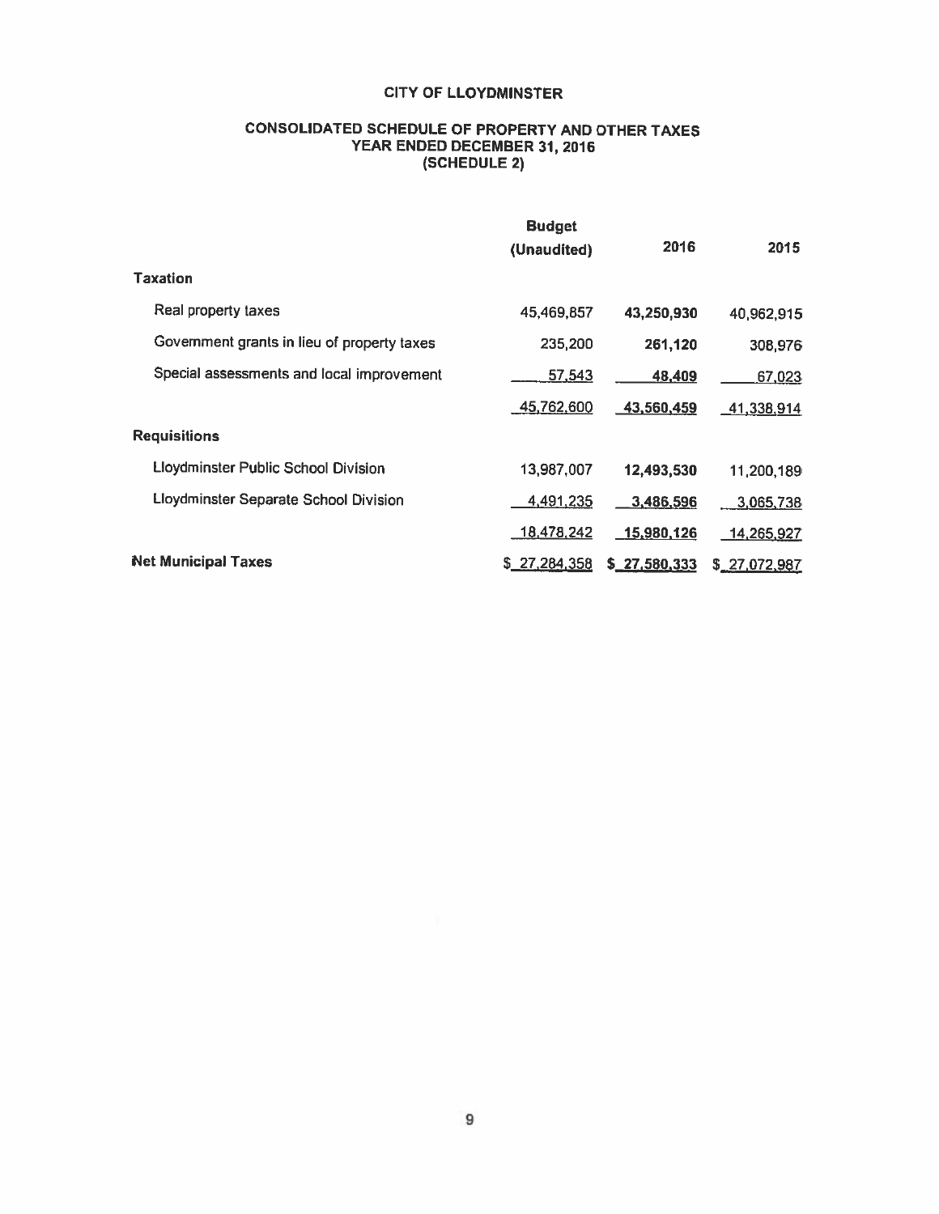# CITY OF LLOYDMINSTER

## CONSOLIDATED SCHEDULE OF PROPERTY AND OTHER TAXES
## YEAR ENDED DECEMBER 31, 2016
## (SCHEDULE 2)

| | Budget (Unaudited) | 2016 | 2015 |
|---|---|---|---|
| **Taxation** | | | |
| Real property taxes | 45,469,857 | **43,250,930** | 40,962,915 |
| Government grants in lieu of property taxes | 235,200 | **261,120** | 308,976 |
| Special assessments and local improvement | 57,543 | **48,409** | 67,023 |
| | 45,762,600 | **43,560,459** | 41,338,914 |
| **Requisitions** | | | |
| Lloydminster Public School Division | 13,987,007 | **12,493,530** | 11,200,189 |
| Lloydminster Separate School Division | 4,491,235 | **3,486,596** | 3,065,738 |
| | 18,478,242 | **15,980,126** | 14,265,927 |
| **Net Municipal Taxes** | $ 27,284,358 | **$ 27,580,333** | $ 27,072,987 |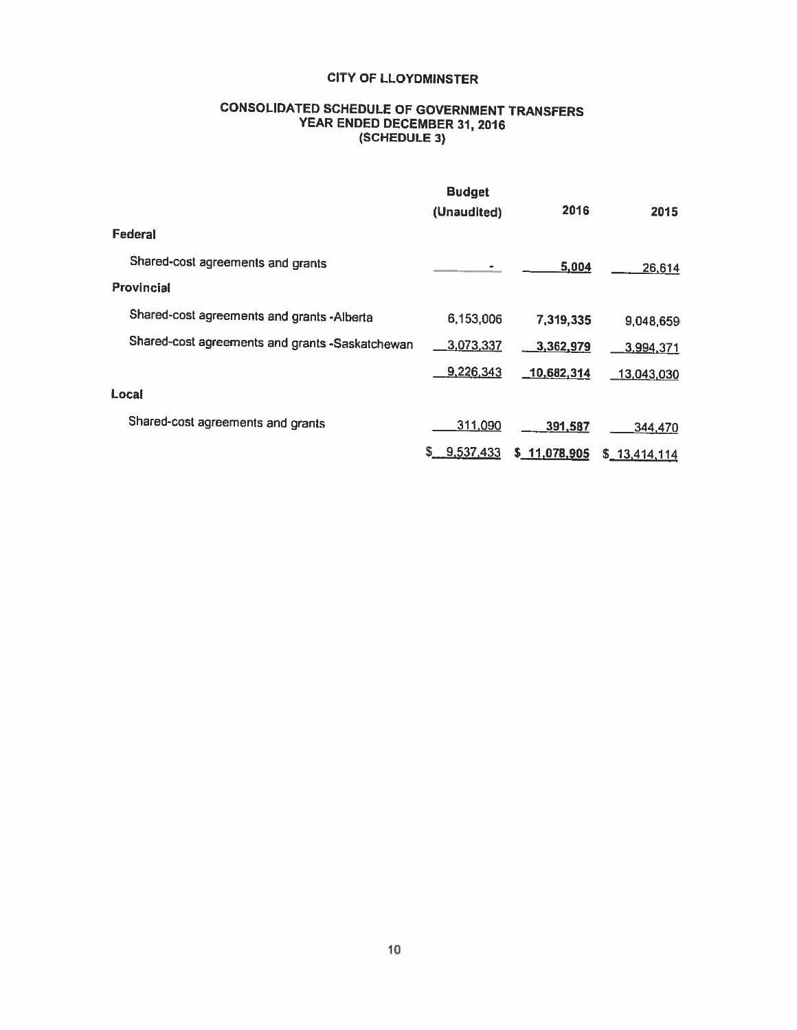# CITY OF LLOYDMINSTER

## CONSOLIDATED SCHEDULE OF GOVERNMENT TRANSFERS
### YEAR ENDED DECEMBER 31, 2016
### (SCHEDULE 3)

| | Budget (Unaudited) | 2016 | 2015 |
|---|---|---|---|
| **Federal** | | | |
| Shared-cost agreements and grants | - | 5,004 | 26,614 |
| **Provincial** | | | |
| Shared-cost agreements and grants - Alberta | 6,153,006 | 7,319,335 | 9,048,659 |
| Shared-cost agreements and grants - Saskatchewan | 3,073,337 | 3,362,979 | 3,994,371 |
| | 9,226,343 | 10,682,314 | 13,043,030 |
| **Local** | | | |
| Shared-cost agreements and grants | 311,090 | 391,587 | 344,470 |
| | $ 9,537,433 | $ 11,078,905 | $ 13,414,114 |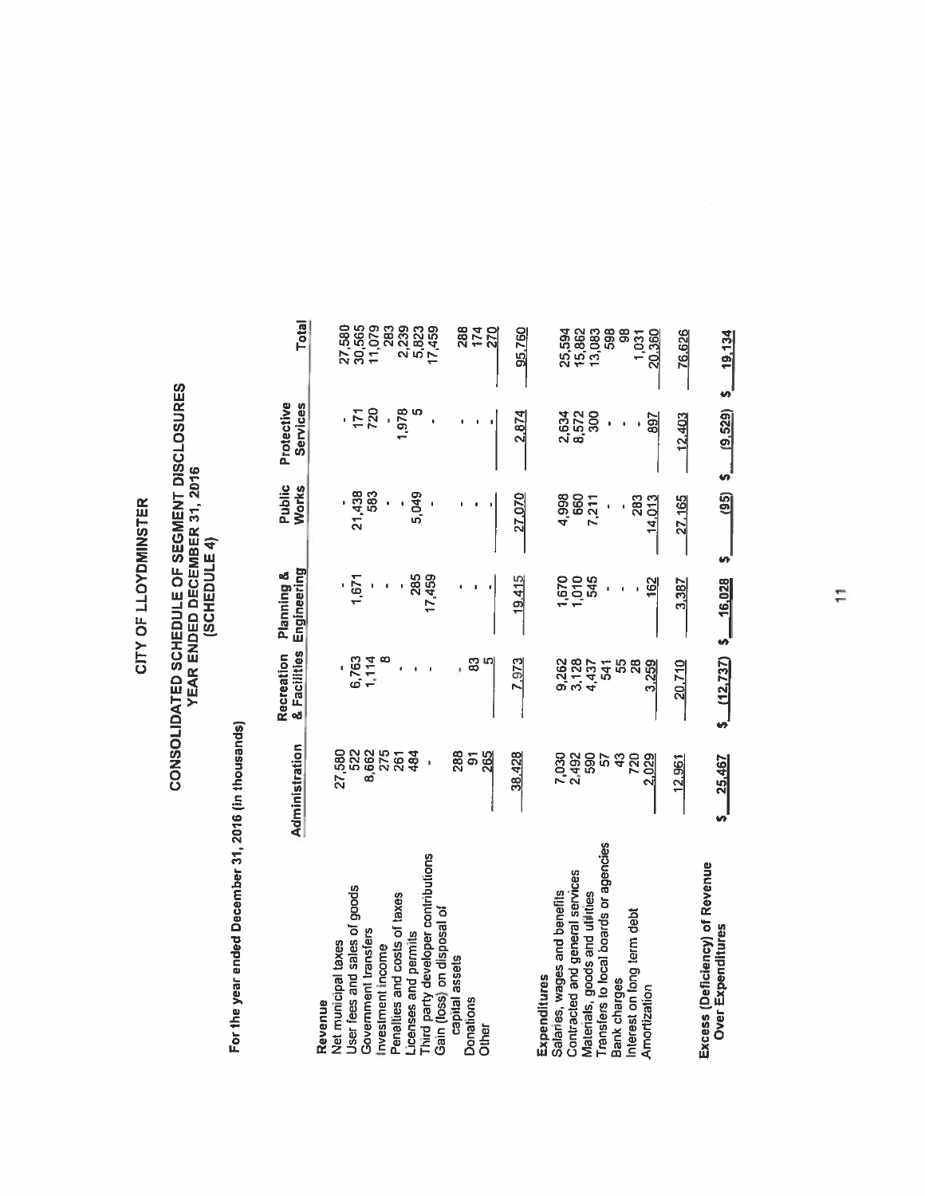# CITY OF LLOYDMINSTER

## CONSOLIDATED SCHEDULE OF SEGMENT DISCLOSURES
## YEAR ENDED DECEMBER 31, 2016
## (SCHEDULE 4)

**For the year ended December 31, 2016 (in thousands)**

| | Administration | Recreation & Facilities | Planning & Engineering | Public Works | Protective Services | Total |
|---|---|---|---|---|---|---|
| **Revenue** | | | | | | |
| Net municipal taxes | 27,580 | - | - | - | - | 27,580 |
| User fees and sales of goods | 522 | 6,763 | 1,671 | 21,438 | 171 | 30,565 |
| Government transfers | 8,662 | 1,114 | - | 583 | 720 | 11,079 |
| Investment income | 275 | 8 | - | - | - | 283 |
| Penalties and costs of taxes | 261 | - | - | - | - | 261 |
| Licenses and permits | 484 | - | 285 | 5,049 | 1,978 | 2,239 |
| Third party developer contributions | - | - | 17,459 | - | 5 | 5,823 |
| Gain (loss) on disposal of capital assets | 288 | - | - | - | - | 17,459 |
| Donations | 91 | 83 | - | - | - | 288 |
| Other | 265 | 5 | - | - | - | 174 |
| | | | | | | 270 |
| | 38,428 | 7,973 | 19,415 | 27,070 | 2,874 | 95,760 |
| **Expenditures** | | | | | | |
| Salaries, wages and benefits | 7,030 | 9,262 | 1,670 | 4,998 | 2,634 | 25,594 |
| Contracted and general services | 2,492 | 3,128 | 1,010 | 660 | 8,572 | 15,862 |
| Materials, goods and utilities | 590 | 4,437 | 545 | 7,211 | 300 | 13,083 |
| Transfers to local boards or agencies | 57 | 541 | - | - | - | 598 |
| Bank charges | 43 | 55 | - | - | - | 98 |
| Interest on long term debt | 720 | 28 | - | 283 | - | 1,031 |
| Amortization | 2,029 | 3,259 | 162 | 14,013 | 897 | 20,360 |
| | 12,961 | 20,710 | 3,387 | 27,165 | 12,403 | 76,626 |
| **Excess (Deficiency) of Revenue Over Expenditures** | $ 25,467 | $ (12,737) | $ 16,028 | $ (95) | $ (9,529) | $ 19,134 |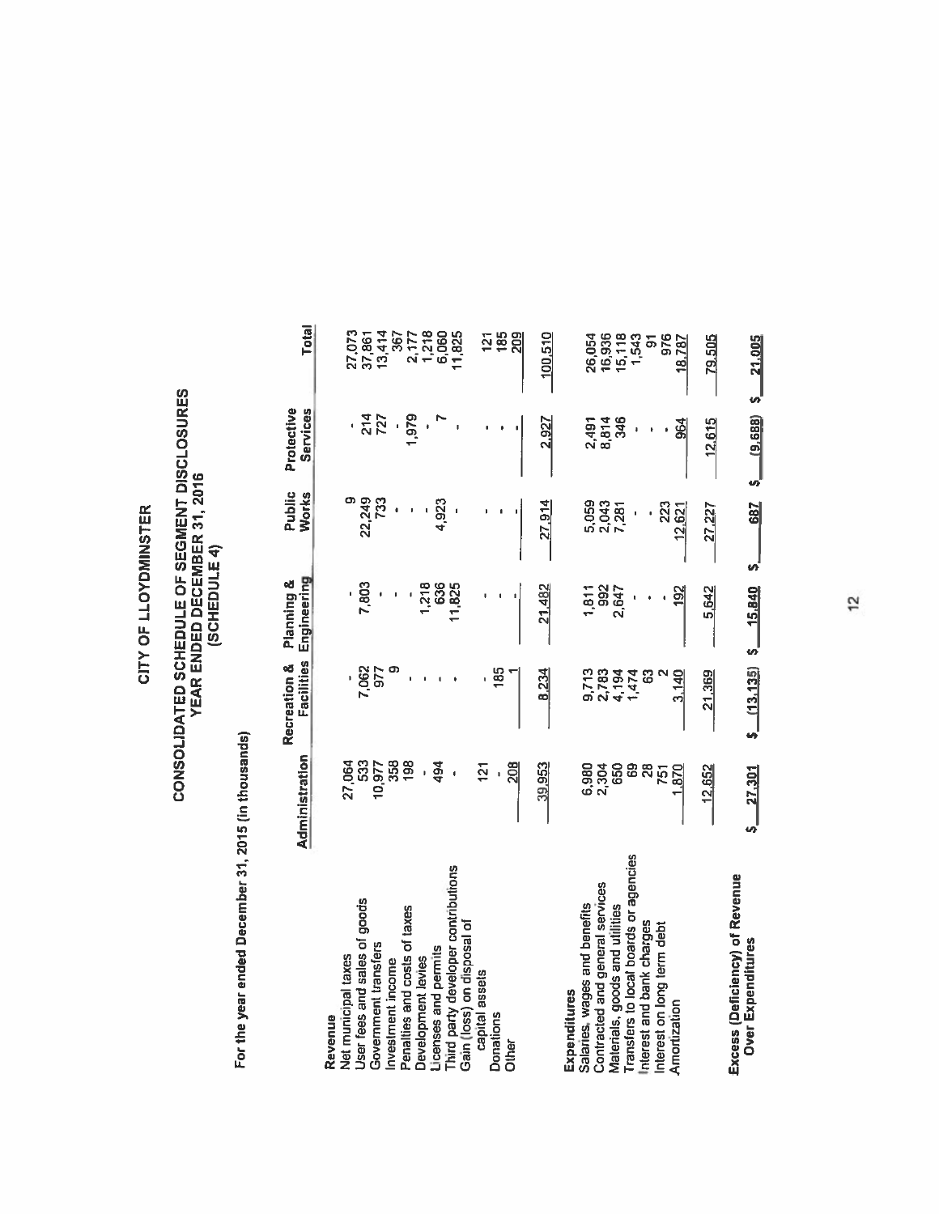# CITY OF LLOYDMINSTER

## CONSOLIDATED SCHEDULE OF SEGMENT DISCLOSURES
## YEAR ENDED DECEMBER 31, 2016
## (SCHEDULE 4)

**For the year ended December 31, 2015 (in thousands)**

| | Administration | Recreation & Facilities | Planning & Engineering | Public Works | Protective Services | Total |
|---|---|---|---|---|---|---|
| **Revenue** | | | | | | |
| Net municipal taxes | 27,064 | - | - | 9 | - | 27,073 |
| User fees and sales of goods | 533 | 7,062 | 7,803 | 22,249 | 214 | 37,861 |
| Government transfers | 10,977 | 977 | - | 733 | 727 | 13,414 |
| Investment income | 358 | 9 | - | - | - | 367 |
| Penalties and costs of taxes | 198 | - | - | - | 1,979 | 2,177 |
| Development levies | - | - | 1,218 | - | - | 1,218 |
| Licenses and permits | 494 | - | 636 | 4,923 | 7 | 6,060 |
| Third party developer contributions | - | - | 11,825 | - | - | 11,825 |
| Gain (loss) on disposal of capital assets | 121 | - | - | - | - | 121 |
| Donations | - | 185 | - | - | - | 185 |
| Other | 208 | 1 | - | - | - | 209 |
| | 39,953 | 8,234 | 21,482 | 27,914 | 2,927 | 100,510 |
| **Expenditures** | | | | | | |
| Salaries, wages and benefits | 6,980 | 9,713 | 1,811 | 5,059 | 2,491 | 26,054 |
| Contracted and general services | 2,304 | 2,783 | 992 | 2,043 | 8,814 | 16,936 |
| Materials, goods and utilities | 650 | 4,194 | 2,647 | 7,281 | 346 | 15,118 |
| Transfers to local boards or agencies | 69 | 1,474 | - | - | - | 1,543 |
| Interest and bank charges | 28 | 63 | - | - | - | 91 |
| Interest on long term debt | 751 | 2 | - | 223 | - | 976 |
| Amortization | 1,870 | 3,140 | 192 | 12,621 | 964 | 18,787 |
| | 12,652 | 21,369 | 5,642 | 27,227 | 12,615 | 79,505 |
| **Excess (Deficiency) of Revenue Over Expenditures** | $ 27,301 | $ (13,135) | $ 15,840 | $ 687 | $ (9,688) | $ 21,005 |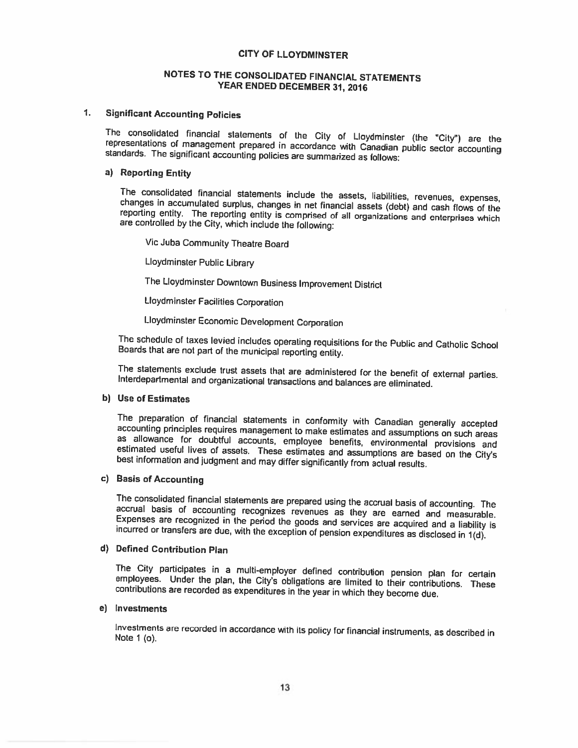# CITY OF LLOYDMINSTER

## NOTES TO THE CONSOLIDATED FINANCIAL STATEMENTS
## YEAR ENDED DECEMBER 31, 2016

### 1. Significant Accounting Policies

The consolidated financial statements of the City of Lloydminster (the "City") are the representations of management prepared in accordance with Canadian public sector accounting standards. The significant accounting policies are summarized as follows:

#### a) Reporting Entity

The consolidated financial statements include the assets, liabilities, revenues, expenses, changes in accumulated surplus, changes in net financial assets (debt) and cash flows of the reporting entity. The reporting entity is comprised of all organizations and enterprises which are controlled by the City, which include the following:

Vic Juba Community Theatre Board

Lloydminster Public Library

The Lloydminster Downtown Business Improvement District

Lloydminster Facilities Corporation

Lloydminster Economic Development Corporation

The schedule of taxes levied includes operating requisitions for the Public and Catholic School Boards that are not part of the municipal reporting entity.

The statements exclude trust assets that are administered for the benefit of external parties. Interdepartmental and organizational transactions and balances are eliminated.

#### b) Use of Estimates

The preparation of financial statements in conformity with Canadian generally accepted accounting principles requires management to make estimates and assumptions on such areas as allowance for doubtful accounts, employee benefits, environmental provisions and estimated useful lives of assets. These estimates and assumptions are based on the City's best information and judgment and may differ significantly from actual results.

#### c) Basis of Accounting

The consolidated financial statements are prepared using the accrual basis of accounting. The accrual basis of accounting recognizes revenues as they are earned and measurable. Expenses are recognized in the period the goods and services are acquired and a liability is incurred or transfers are due, with the exception of pension expenditures as disclosed in 1(d).

#### d) Defined Contribution Plan

The City participates in a multi-employer defined contribution pension plan for certain employees. Under the plan, the City's obligations are limited to their contributions. These contributions are recorded as expenditures in the year in which they become due.

#### e) Investments

Investments are recorded in accordance with its policy for financial instruments, as described in Note 1 (o).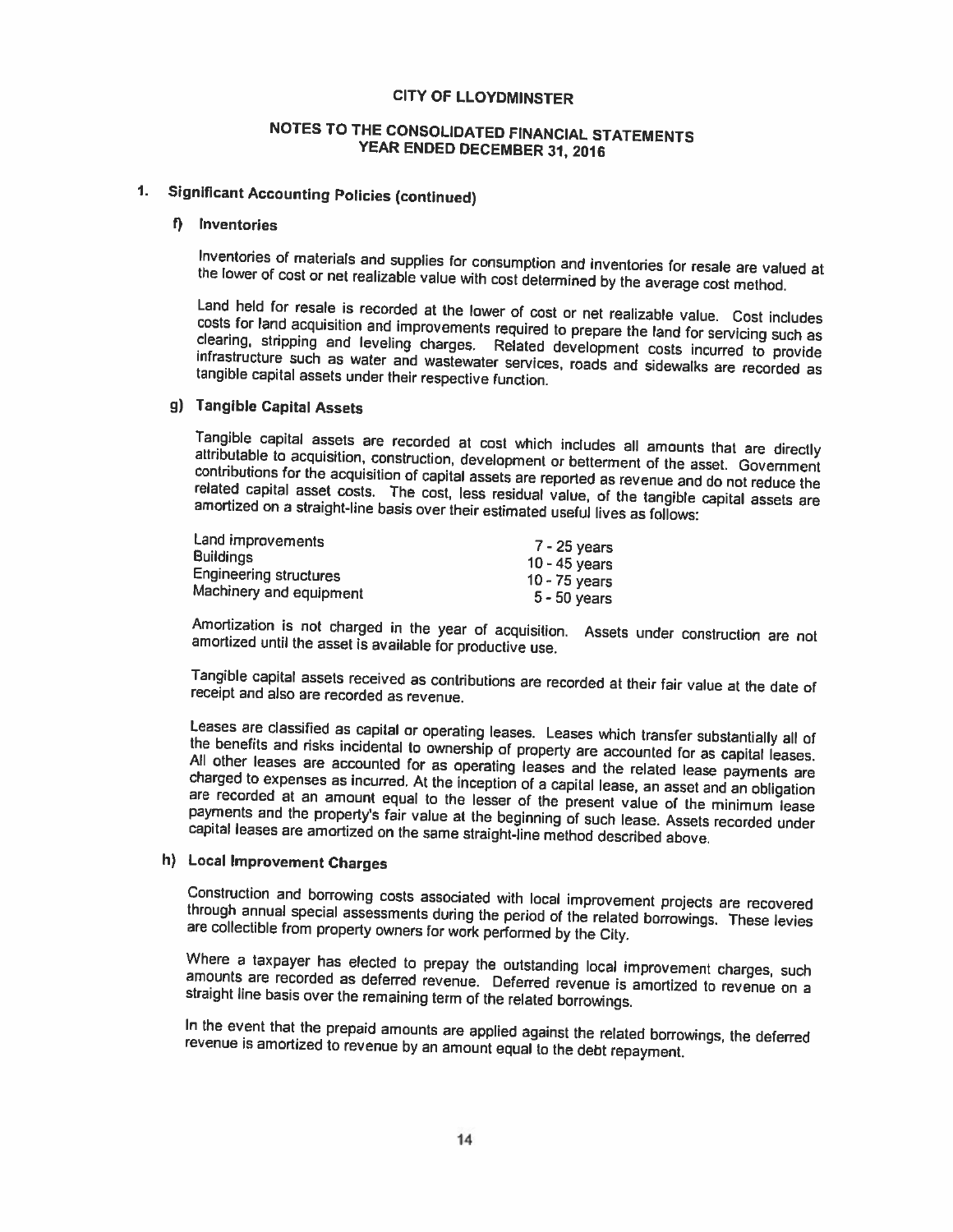# CITY OF LLOYDMINSTER

## NOTES TO THE CONSOLIDATED FINANCIAL STATEMENTS
## YEAR ENDED DECEMBER 31, 2016

### 1. Significant Accounting Policies (continued)

#### f) Inventories

Inventories of materials and supplies for consumption and inventories for resale are valued at the lower of cost or net realizable value with cost determined by the average cost method.

Land held for resale is recorded at the lower of cost or net realizable value. Cost includes costs for land acquisition and improvements required to prepare the land for servicing such as clearing, stripping and leveling charges. Related development costs incurred to provide infrastructure such as water and wastewater services, roads and sidewalks are recorded as tangible capital assets under their respective function.

#### g) Tangible Capital Assets

Tangible capital assets are recorded at cost which includes all amounts that are directly attributable to acquisition, construction, development or betterment of the asset. Government contributions for the acquisition of capital assets are reported as revenue and do not reduce the related capital asset costs. The cost, less residual value, of the tangible capital assets are amortized on a straight-line basis over their estimated useful lives as follows:

| | |
|---|---|
| Land improvements | 7 - 25 years |
| Buildings | 10 - 45 years |
| Engineering structures | 10 - 75 years |
| Machinery and equipment | 5 - 50 years |

Amortization is not charged in the year of acquisition. Assets under construction are not amortized until the asset is available for productive use.

Tangible capital assets received as contributions are recorded at their fair value at the date of receipt and also are recorded as revenue.

Leases are classified as capital or operating leases. Leases which transfer substantially all of the benefits and risks incidental to ownership of property are accounted for as capital leases. All other leases are accounted for as operating leases and the related lease payments are charged to expenses as incurred. At the inception of a capital lease, an asset and an obligation are recorded at an amount equal to the lesser of the present value of the minimum lease payments and the property's fair value at the beginning of such lease. Assets recorded under capital leases are amortized on the same straight-line method described above.

#### h) Local Improvement Charges

Construction and borrowing costs associated with local improvement projects are recovered through annual special assessments during the period of the related borrowings. These levies are collectible from property owners for work performed by the City.

Where a taxpayer has elected to prepay the outstanding local improvement charges, such amounts are recorded as deferred revenue. Deferred revenue is amortized to revenue on a straight line basis over the remaining term of the related borrowings.

In the event that the prepaid amounts are applied against the related borrowings, the deferred revenue is amortized to revenue by an amount equal to the debt repayment.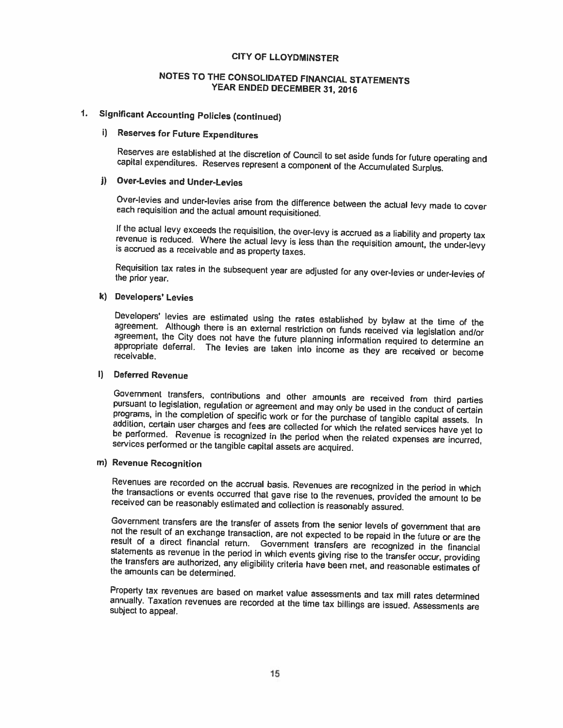# CITY OF LLOYDMINSTER

## NOTES TO THE CONSOLIDATED FINANCIAL STATEMENTS YEAR ENDED DECEMBER 31, 2016

## 1. Significant Accounting Policies (continued)

### i) Reserves for Future Expenditures

Reserves are established at the discretion of Council to set aside funds for future operating and capital expenditures. Reserves represent a component of the Accumulated Surplus.

### j) Over-Levies and Under-Levies

Over-levies and under-levies arise from the difference between the actual levy made to cover each requisition and the actual amount requisitioned.

If the actual levy exceeds the requisition, the over-levy is accrued as a liability and property tax revenue is reduced. Where the actual levy is less than the requisition amount, the under-levy is accrued as a receivable and as property taxes.

Requisition tax rates in the subsequent year are adjusted for any over-levies or under-levies of the prior year.

### k) Developers' Levies

Developers' levies are estimated using the rates established by bylaw at the time of the agreement. Although there is an external restriction on funds received via legislation and/or agreement, the City does not have the future planning information required to determine an appropriate deferral. The levies are taken into income as they are received or become receivable.

### l) Deferred Revenue

Government transfers, contributions and other amounts are received from third parties pursuant to legislation, regulation or agreement and may only be used in the conduct of certain programs, in the completion of specific work or for the purchase of tangible capital assets. In addition, certain user charges and fees are collected for which the related services have yet to be performed. Revenue is recognized in the period when the related expenses are incurred, services performed or the tangible capital assets are acquired.

### m) Revenue Recognition

Revenues are recorded on the accrual basis. Revenues are recognized in the period in which the transactions or events occurred that gave rise to the revenues, provided the amount to be received can be reasonably estimated and collection is reasonably assured.

Government transfers are the transfer of assets from the senior levels of government that are not the result of an exchange transaction, are not expected to be repaid in the future or are the result of a direct financial return. Government transfers are recognized in the financial statements as revenue in the period in which events giving rise to the transfer occur, providing the transfers are authorized, any eligibility criteria have been met, and reasonable estimates of the amounts can be determined.

Property tax revenues are based on market value assessments and tax mill rates determined annually. Taxation revenues are recorded at the time tax billings are issued. Assessments are subject to appeal.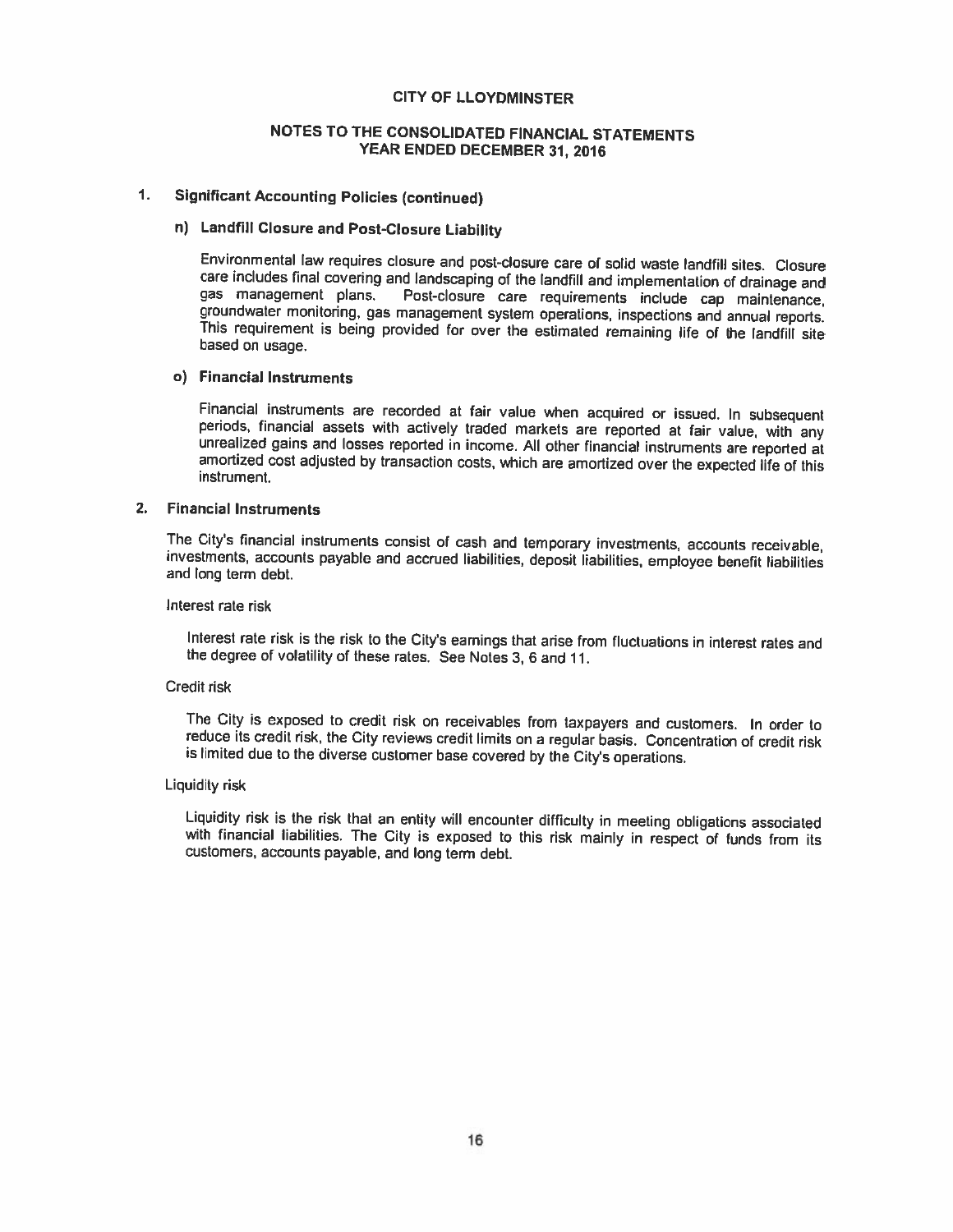# CITY OF LLOYDMINSTER

## NOTES TO THE CONSOLIDATED FINANCIAL STATEMENTS
## YEAR ENDED DECEMBER 31, 2016

### 1. Significant Accounting Policies (continued)

#### n) Landfill Closure and Post-Closure Liability

Environmental law requires closure and post-closure care of solid waste landfill sites. Closure care includes final covering and landscaping of the landfill and implementation of drainage and gas management plans. Post-closure care requirements include cap maintenance, groundwater monitoring, gas management system operations, inspections and annual reports. This requirement is being provided for over the estimated remaining life of the landfill site based on usage.

#### o) Financial Instruments

Financial instruments are recorded at fair value when acquired or issued. In subsequent periods, financial assets with actively traded markets are reported at fair value, with any unrealized gains and losses reported in income. All other financial instruments are reported at amortized cost adjusted by transaction costs, which are amortized over the expected life of this instrument.

### 2. Financial Instruments

The City's financial instruments consist of cash and temporary investments, accounts receivable, investments, accounts payable and accrued liabilities, deposit liabilities, employee benefit liabilities and long term debt.

Interest rate risk

Interest rate risk is the risk to the City's earnings that arise from fluctuations in interest rates and the degree of volatility of these rates. See Notes 3, 6 and 11.

Credit risk

The City is exposed to credit risk on receivables from taxpayers and customers. In order to reduce its credit risk, the City reviews credit limits on a regular basis. Concentration of credit risk is limited due to the diverse customer base covered by the City's operations.

Liquidity risk

Liquidity risk is the risk that an entity will encounter difficulty in meeting obligations associated with financial liabilities. The City is exposed to this risk mainly in respect of funds from its customers, accounts payable, and long term debt.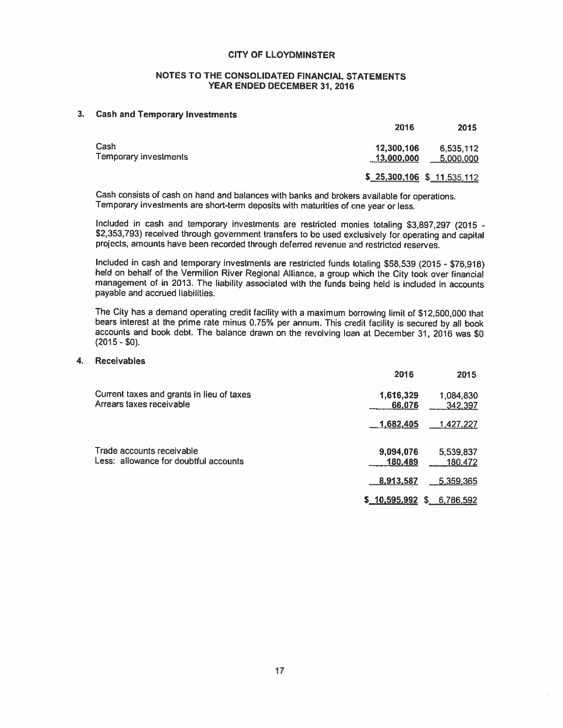CITY OF LLOYDMINSTER

NOTES TO THE CONSOLIDATED FINANCIAL STATEMENTS
YEAR ENDED DECEMBER 31, 2016

## 3. Cash and Temporary Investments

| | 2016 | 2015 |
|---|---|---|
| Cash | 12,300,106 | 6,535,112 |
| Temporary investments | 13,000,000 | 5,000,000 |
| | $ 25,300,106 | $ 11,535,112 |

Cash consists of cash on hand and balances with banks and brokers available for operations. Temporary investments are short-term deposits with maturities of one year or less.

Included in cash and temporary investments are restricted monies totaling $3,897,297 (2015 - $2,353,793) received through government transfers to be used exclusively for operating and capital projects, amounts have been recorded through deferred revenue and restricted reserves.

Included in cash and temporary investments are restricted funds totaling $58,539 (2015 - $76,918) held on behalf of the Vermilion River Regional Alliance, a group which the City took over financial management of in 2013. The liability associated with the funds being held is included in accounts payable and accrued liabilities.

The City has a demand operating credit facility with a maximum borrowing limit of $12,500,000 that bears interest at the prime rate minus 0.75% per annum. This credit facility is secured by all book accounts and book debt. The balance drawn on the revolving loan at December 31, 2016 was $0 (2015 - $0).

## 4. Receivables

| | 2016 | 2015 |
|---|---|---|
| Current taxes and grants in lieu of taxes | 1,616,329 | 1,084,830 |
| Arrears taxes receivable | 66,076 | 342,397 |
| | 1,682,405 | 1,427,227 |
| | | |
| Trade accounts receivable | 9,094,076 | 5,539,837 |
| Less: allowance for doubtful accounts | 180,489 | 180,472 |
| | 8,913,587 | 5,359,365 |
| | $ 10,595,992 | $ 6,786,592 |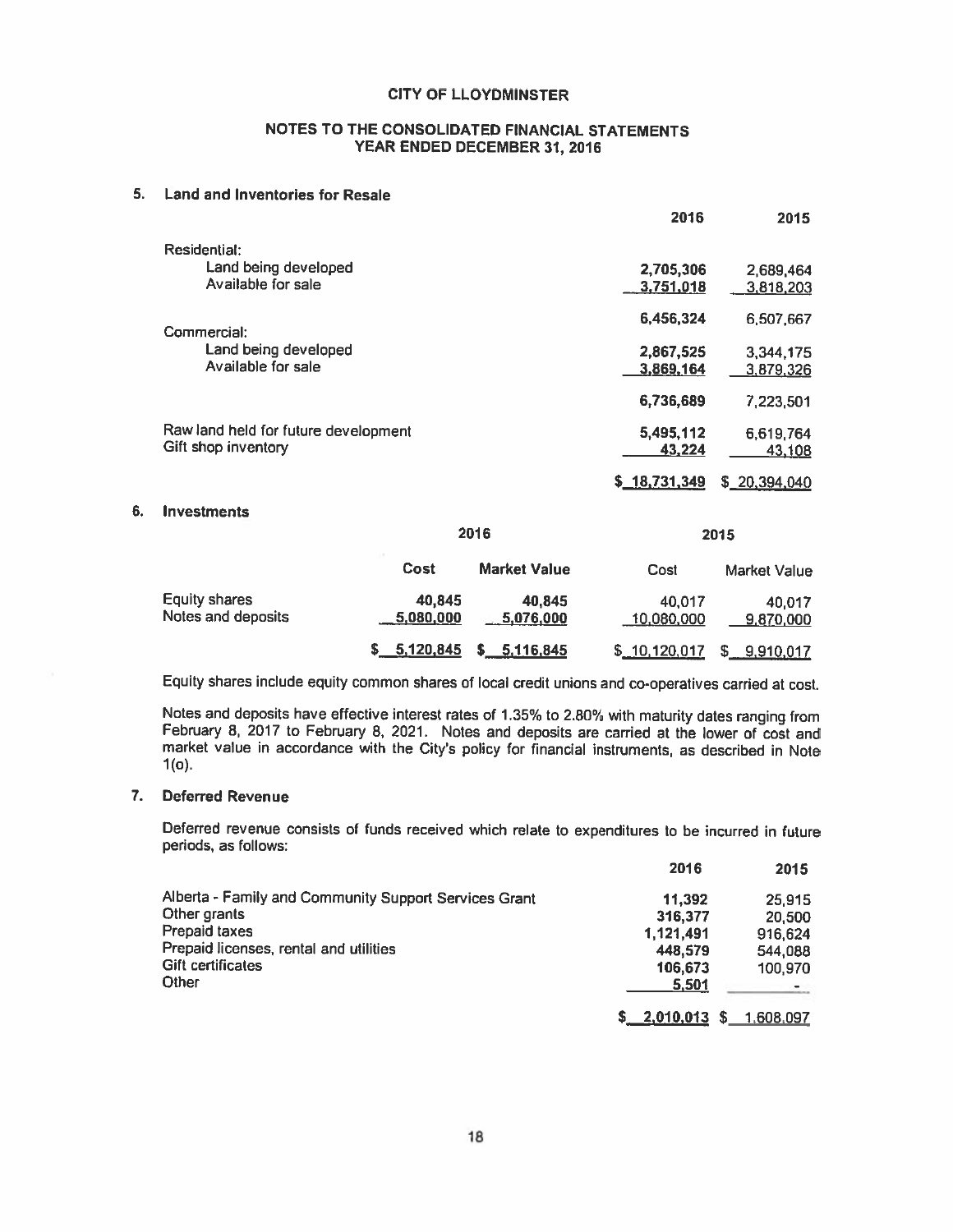# CITY OF LLOYDMINSTER

## NOTES TO THE CONSOLIDATED FINANCIAL STATEMENTS
## YEAR ENDED DECEMBER 31, 2016

### 5. Land and Inventories for Resale

| | 2016 | 2015 |
|---|---|---|
| Residential: | | |
| Land being developed | 2,705,306 | 2,689,464 |
| Available for sale | 3,751,018 | 3,818,203 |
| | 6,456,324 | 6,507,667 |
| Commercial: | | |
| Land being developed | 2,867,525 | 3,344,175 |
| Available for sale | 3,869,164 | 3,879,326 |
| | 6,736,689 | 7,223,501 |
| Raw land held for future development | 5,495,112 | 6,619,764 |
| Gift shop inventory | 43,224 | 43,108 |
| | $ 18,731,349 | $ 20,394,040 |

### 6. Investments

| | 2016 | | 2015 | |
|---|---|---|---|---|
| | Cost | Market Value | Cost | Market Value |
| Equity shares | 40,845 | 40,845 | 40,017 | 40,017 |
| Notes and deposits | 5,080,000 | 5,076,000 | 10,080,000 | 9,870,000 |
| | $ 5,120,845 | $ 5,116,845 | $ 10,120,017 | $ 9,910,017 |

Equity shares include equity common shares of local credit unions and co-operatives carried at cost.

Notes and deposits have effective interest rates of 1.35% to 2.80% with maturity dates ranging from February 8, 2017 to February 8, 2021. Notes and deposits are carried at the lower of cost and market value in accordance with the City's policy for financial instruments, as described in Note 1(o).

### 7. Deferred Revenue

Deferred revenue consists of funds received which relate to expenditures to be incurred in future periods, as follows:

| | 2016 | 2015 |
|---|---|---|
| Alberta - Family and Community Support Services Grant | 11,392 | 25,915 |
| Other grants | 316,377 | 20,500 |
| Prepaid taxes | 1,121,491 | 916,624 |
| Prepaid licenses, rental and utilities | 448,579 | 544,088 |
| Gift certificates | 106,673 | 100,970 |
| Other | 5,501 | - |
| | $ 2,010,013 | $ 1,608,097 |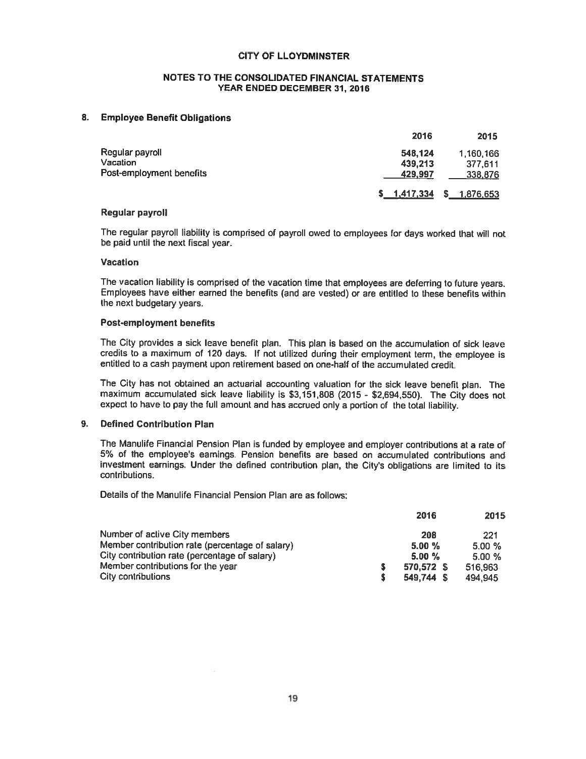# CITY OF LLOYDMINSTER

## NOTES TO THE CONSOLIDATED FINANCIAL STATEMENTS
## YEAR ENDED DECEMBER 31, 2016

### 8. Employee Benefit Obligations

| | 2016 | 2015 |
|---|---|---|
| Regular payroll | 548,124 | 1,160,166 |
| Vacation | 439,213 | 377,611 |
| Post-employment benefits | 429,997 | 338,876 |
| | $ 1,417,334 | $ 1,876,653 |

**Regular payroll**

The regular payroll liability is comprised of payroll owed to employees for days worked that will not be paid until the next fiscal year.

**Vacation**

The vacation liability is comprised of the vacation time that employees are deferring to future years. Employees have either earned the benefits (and are vested) or are entitled to these benefits within the next budgetary years.

**Post-employment benefits**

The City provides a sick leave benefit plan. This plan is based on the accumulation of sick leave credits to a maximum of 120 days. If not utilized during their employment term, the employee is entitled to a cash payment upon retirement based on one-half of the accumulated credit.

The City has not obtained an actuarial accounting valuation for the sick leave benefit plan. The maximum accumulated sick leave liability is $3,151,808 (2015 - $2,694,550). The City does not expect to have to pay the full amount and has accrued only a portion of the total liability.

### 9. Defined Contribution Plan

The Manulife Financial Pension Plan is funded by employee and employer contributions at a rate of 5% of the employee's earnings. Pension benefits are based on accumulated contributions and investment earnings. Under the defined contribution plan, the City's obligations are limited to its contributions.

Details of the Manulife Financial Pension Plan are as follows:

| | 2016 | 2015 |
|---|---|---|
| Number of active City members | 208 | 221 |
| Member contribution rate (percentage of salary) | 5.00 % | 5.00 % |
| City contribution rate (percentage of salary) | 5.00 % | 5.00 % |
| Member contributions for the year | $ 570,572 | $ 516,963 |
| City contributions | $ 549,744 | $ 494,945 |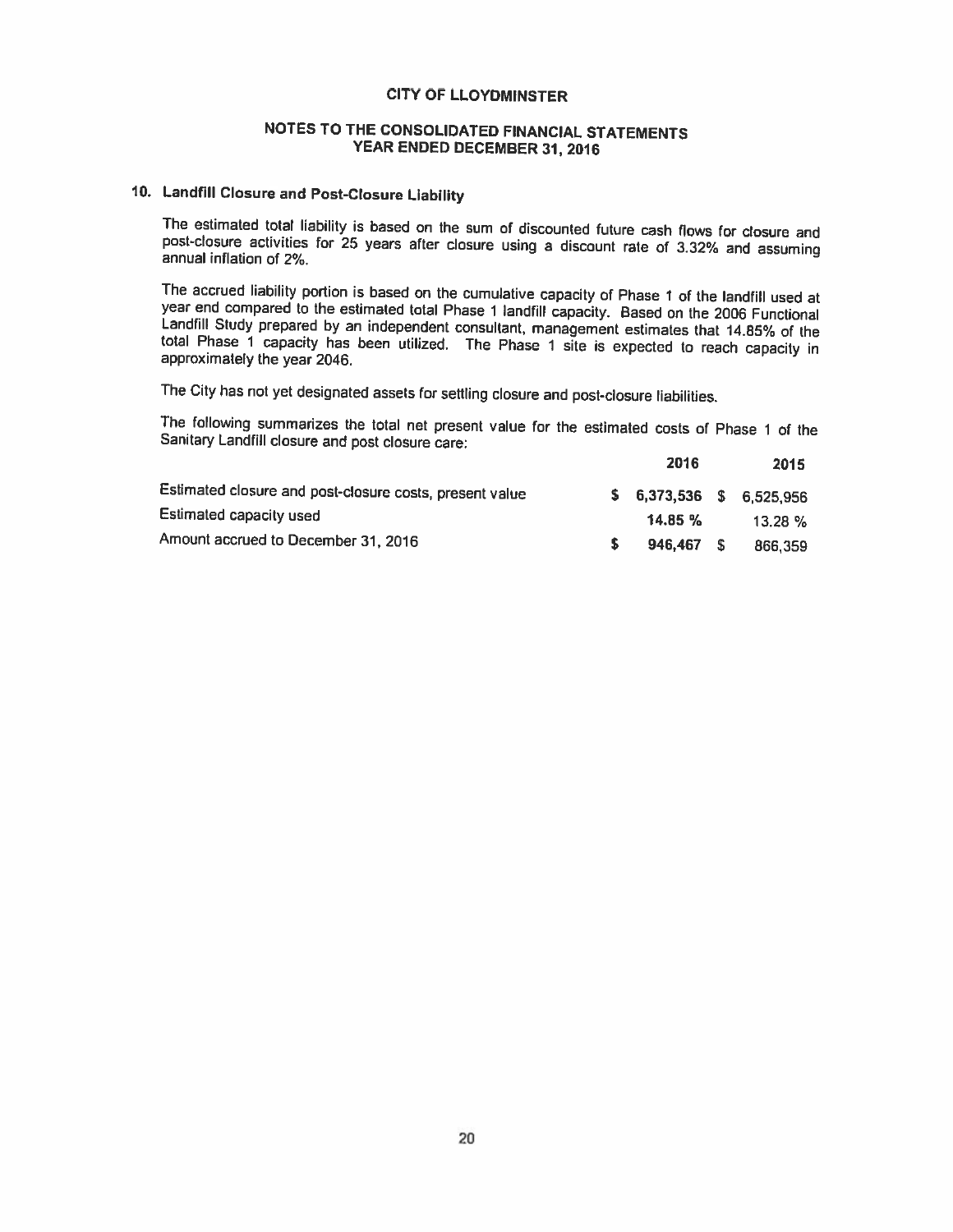# CITY OF LLOYDMINSTER

## NOTES TO THE CONSOLIDATED FINANCIAL STATEMENTS
## YEAR ENDED DECEMBER 31, 2016

### 10. Landfill Closure and Post-Closure Liability

The estimated total liability is based on the sum of discounted future cash flows for closure and post-closure activities for 25 years after closure using a discount rate of 3.32% and assuming annual inflation of 2%.

The accrued liability portion is based on the cumulative capacity of Phase 1 of the landfill used at year end compared to the estimated total Phase 1 landfill capacity. Based on the 2006 Functional Landfill Study prepared by an independent consultant, management estimates that 14.85% of the total Phase 1 capacity has been utilized. The Phase 1 site is expected to reach capacity in approximately the year 2046.

The City has not yet designated assets for settling closure and post-closure liabilities.

The following summarizes the total net present value for the estimated costs of Phase 1 of the Sanitary Landfill closure and post closure care:

| | 2016 | 2015 |
|---|---|---|
| Estimated closure and post-closure costs, present value | $ 6,373,536 | $ 6,525,956 |
| Estimated capacity used | 14.85 % | 13.28 % |
| Amount accrued to December 31, 2016 | $ 946,467 | $ 866,359 |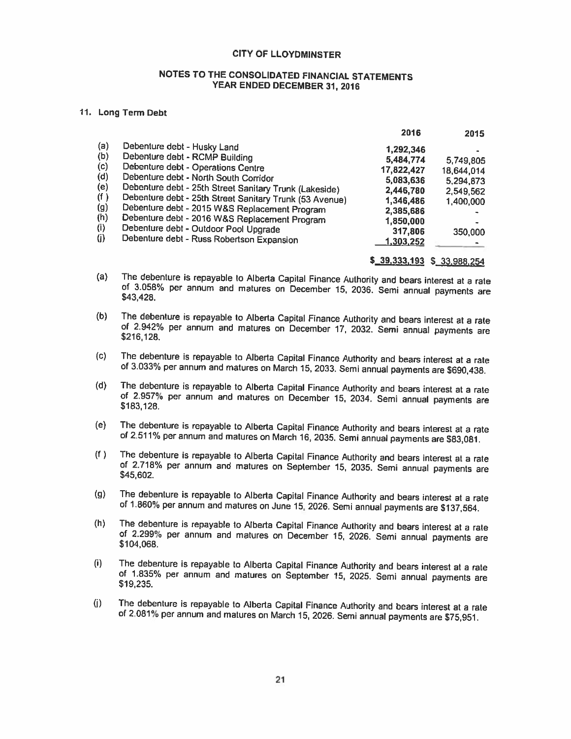# CITY OF LLOYDMINSTER

## NOTES TO THE CONSOLIDATED FINANCIAL STATEMENTS
## YEAR ENDED DECEMBER 31, 2016

### 11. Long Term Debt

| | | 2016 | 2015 |
|---|---|---|---|
| (a) | Debenture debt - Husky Land | 1,292,346 | - |
| (b) | Debenture debt - RCMP Building | 5,484,774 | 5,749,805 |
| (c) | Debenture debt - Operations Centre | 17,822,427 | 18,644,014 |
| (d) | Debenture debt - North South Corridor | 5,083,636 | 5,294,873 |
| (e) | Debenture debt - 25th Street Sanitary Trunk (Lakeside) | 2,446,780 | 2,549,562 |
| (f) | Debenture debt - 25th Street Sanitary Trunk (53 Avenue) | 1,346,486 | 1,400,000 |
| (g) | Debenture debt - 2015 W&S Replacement Program | 2,385,686 | - |
| (h) | Debenture debt - 2016 W&S Replacement Program | 1,850,000 | - |
| (i) | Debenture debt - Outdoor Pool Upgrade | 317,806 | 350,000 |
| (j) | Debenture debt - Russ Robertson Expansion | 1,303,252 | - |
| | | $ 39,333,193 | $ 33,988,254 |

(a) The debenture is repayable to Alberta Capital Finance Authority and bears interest at a rate of 3.058% per annum and matures on December 15, 2036. Semi annual payments are $43,428.

(b) The debenture is repayable to Alberta Capital Finance Authority and bears interest at a rate of 2.942% per annum and matures on December 17, 2032. Semi annual payments are $216,128.

(c) The debenture is repayable to Alberta Capital Finance Authority and bears interest at a rate of 3.033% per annum and matures on March 15, 2033. Semi annual payments are $690,438.

(d) The debenture is repayable to Alberta Capital Finance Authority and bears interest at a rate of 2.957% per annum and matures on December 15, 2034. Semi annual payments are $183,128.

(e) The debenture is repayable to Alberta Capital Finance Authority and bears interest at a rate of 2.511% per annum and matures on March 16, 2035. Semi annual payments are $83,081.

(f) The debenture is repayable to Alberta Capital Finance Authority and bears interest at a rate of 2.718% per annum and matures on September 15, 2035. Semi annual payments are $45,602.

(g) The debenture is repayable to Alberta Capital Finance Authority and bears interest at a rate of 1.860% per annum and matures on June 15, 2026. Semi annual payments are $137,564.

(h) The debenture is repayable to Alberta Capital Finance Authority and bears interest at a rate of 2.299% per annum and matures on December 15, 2026. Semi annual payments are $104,068.

(i) The debenture is repayable to Alberta Capital Finance Authority and bears interest at a rate of 1.835% per annum and matures on September 15, 2025. Semi annual payments are $19,235.

(j) The debenture is repayable to Alberta Capital Finance Authority and bears interest at a rate of 2.081% per annum and matures on March 15, 2026. Semi annual payments are $75,951.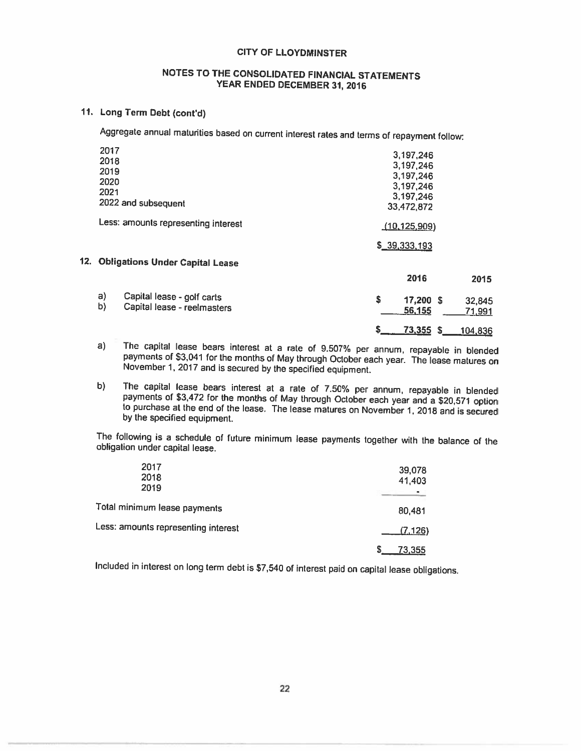CITY OF LLOYDMINSTER

NOTES TO THE CONSOLIDATED FINANCIAL STATEMENTS
YEAR ENDED DECEMBER 31, 2016

## 11. Long Term Debt (cont'd)

Aggregate annual maturities based on current interest rates and terms of repayment follow:

| | |
|---|---|
| 2017 | 3,197,246 |
| 2018 | 3,197,246 |
| 2019 | 3,197,246 |
| 2020 | 3,197,246 |
| 2021 | 3,197,246 |
| 2022 and subsequent | 33,472,872 |
| Less: amounts representing interest | (10,125,909) |
| | $ 39,333,193 |

## 12. Obligations Under Capital Lease

| | | 2016 | 2015 |
|---|---|---|---|
| a) | Capital lease - golf carts | $ 17,200 | $ 32,845 |
| b) | Capital lease - reelmasters | 56,155 | 71,991 |
| | | $ 73,355 | $ 104,836 |

a) The capital lease bears interest at a rate of 9.507% per annum, repayable in blended payments of $3,041 for the months of May through October each year. The lease matures on November 1, 2017 and is secured by the specified equipment.

b) The capital lease bears interest at a rate of 7.50% per annum, repayable in blended payments of $3,472 for the months of May through October each year and a $20,571 option to purchase at the end of the lease. The lease matures on November 1, 2018 and is secured by the specified equipment.

The following is a schedule of future minimum lease payments together with the balance of the obligation under capital lease.

| | |
|---|---|
| 2017 | 39,078 |
| 2018 | 41,403 |
| 2019 | - |
| Total minimum lease payments | 80,481 |
| Less: amounts representing interest | (7,126) |
| | $ 73,355 |

Included in interest on long term debt is $7,540 of interest paid on capital lease obligations.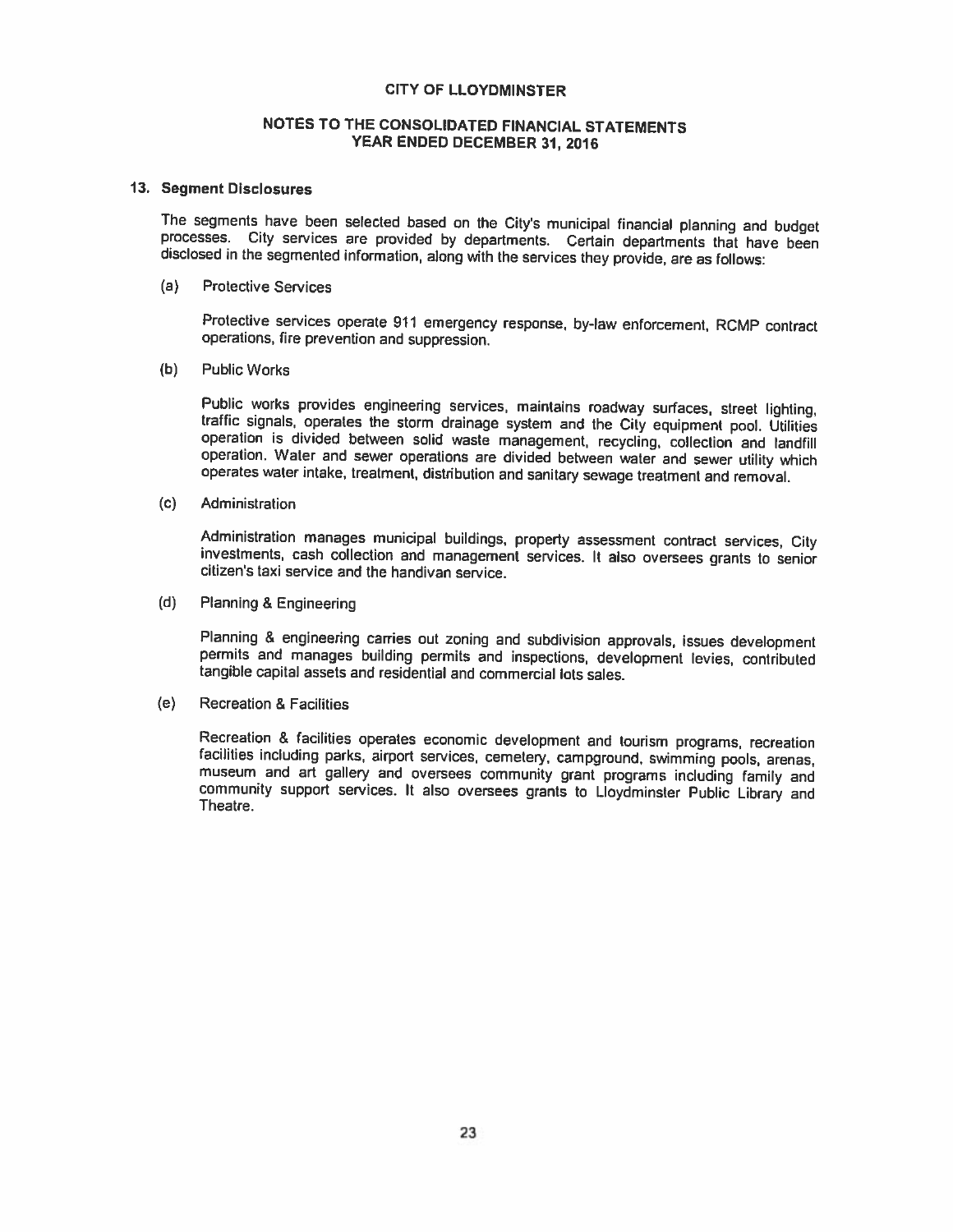CITY OF LLOYDMINSTER

NOTES TO THE CONSOLIDATED FINANCIAL STATEMENTS
YEAR ENDED DECEMBER 31, 2016

## 13. Segment Disclosures

The segments have been selected based on the City's municipal financial planning and budget processes. City services are provided by departments. Certain departments that have been disclosed in the segmented information, along with the services they provide, are as follows:

(a) Protective Services

Protective services operate 911 emergency response, by-law enforcement, RCMP contract operations, fire prevention and suppression.

(b) Public Works

Public works provides engineering services, maintains roadway surfaces, street lighting, traffic signals, operates the storm drainage system and the City equipment pool. Utilities operation is divided between solid waste management, recycling, collection and landfill operation. Water and sewer operations are divided between water and sewer utility which operates water intake, treatment, distribution and sanitary sewage treatment and removal.

(c) Administration

Administration manages municipal buildings, property assessment contract services, City investments, cash collection and management services. It also oversees grants to senior citizen's taxi service and the handivan service.

(d) Planning & Engineering

Planning & engineering carries out zoning and subdivision approvals, issues development permits and manages building permits and inspections, development levies, contributed tangible capital assets and residential and commercial lots sales.

(e) Recreation & Facilities

Recreation & facilities operates economic development and tourism programs, recreation facilities including parks, airport services, cemetery, campground, swimming pools, arenas, museum and art gallery and oversees community grant programs including family and community support services. It also oversees grants to Lloydminster Public Library and Theatre.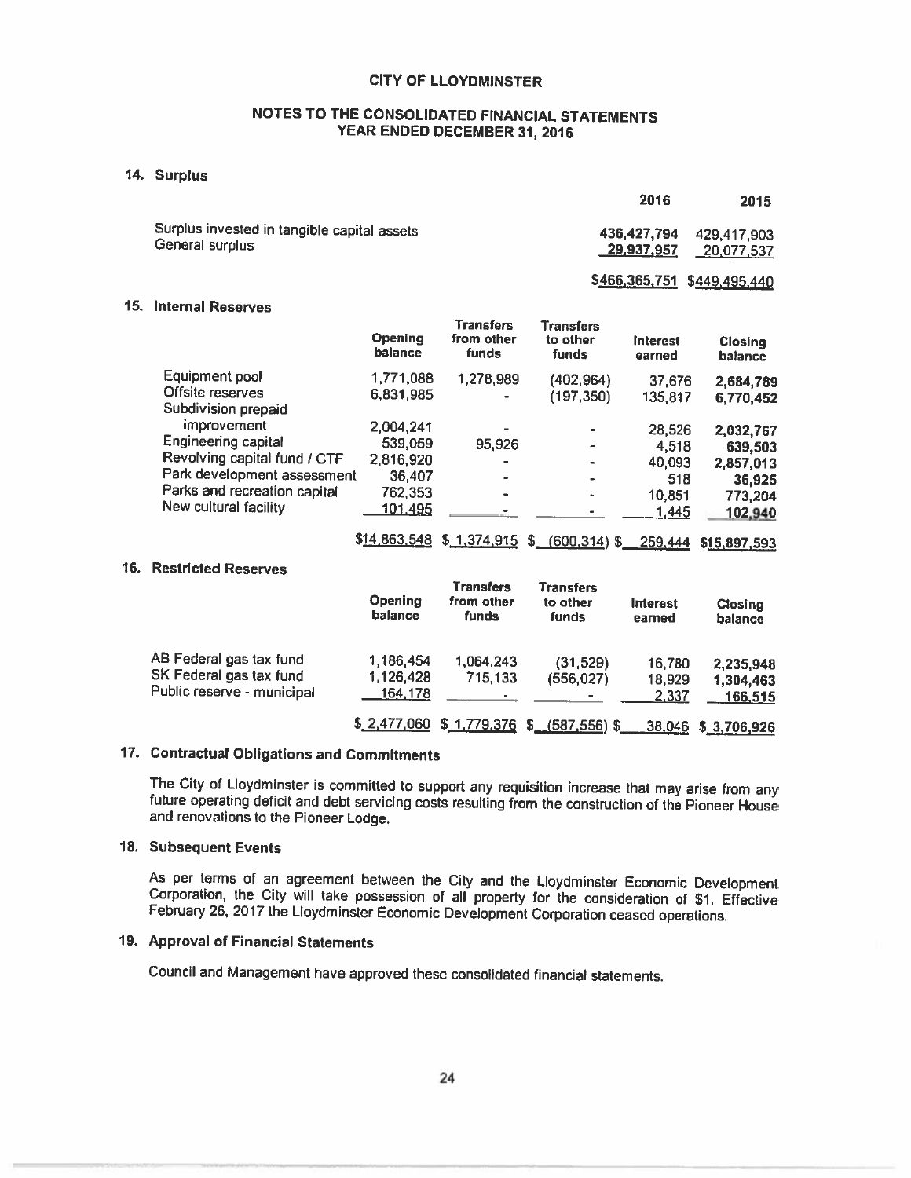CITY OF LLOYDMINSTER

NOTES TO THE CONSOLIDATED FINANCIAL STATEMENTS
YEAR ENDED DECEMBER 31, 2016

## 14. Surplus

| | 2016 | 2015 |
|---|---|---|
| Surplus invested in tangible capital assets | 436,427,794 | 429,417,903 |
| General surplus | 29,937,957 | 20,077,537 |
| | $466,365,751 | $449,495,440 |

## 15. Internal Reserves

| | Opening balance | Transfers from other funds | Transfers to other funds | Interest earned | Closing balance |
|---|---|---|---|---|---|
| Equipment pool | 1,771,088 | 1,278,989 | (402,964) | 37,676 | 2,684,789 |
| Offsite reserves | 6,831,985 | - | (197,350) | 135,817 | 6,770,452 |
| Subdivision prepaid improvement | 2,004,241 | - | - | 28,526 | 2,032,767 |
| Engineering capital | 539,059 | 95,926 | - | 4,518 | 639,503 |
| Revolving capital fund / CTF | 2,816,920 | - | - | 40,093 | 2,857,013 |
| Park development assessment | 36,407 | - | - | 518 | 36,925 |
| Parks and recreation capital | 762,353 | - | - | 10,851 | 773,204 |
| New cultural facility | 101,495 | - | - | 1,445 | 102,940 |
| | $14,863,548 | $ 1,374,915 | $ (600,314) | $ 259,444 | $15,897,593 |

## 16. Restricted Reserves

| | Opening balance | Transfers from other funds | Transfers to other funds | Interest earned | Closing balance |
|---|---|---|---|---|---|
| AB Federal gas tax fund | 1,186,454 | 1,064,243 | (31,529) | 16,780 | 2,235,948 |
| SK Federal gas tax fund | 1,126,428 | 715,133 | (556,027) | 18,929 | 1,304,463 |
| Public reserve - municipal | 164,178 | - | - | 2,337 | 166,515 |
| | $ 2,477,060 | $ 1,779,376 | $ (587,556) | $ 38,046 | $ 3,706,926 |

## 17. Contractual Obligations and Commitments

The City of Lloydminster is committed to support any requisition increase that may arise from any future operating deficit and debt servicing costs resulting from the construction of the Pioneer House and renovations to the Pioneer Lodge.

## 18. Subsequent Events

As per terms of an agreement between the City and the Lloydminster Economic Development Corporation, the City will take possession of all property for the consideration of $1. Effective February 26, 2017 the Lloydminster Economic Development Corporation ceased operations.

## 19. Approval of Financial Statements

Council and Management have approved these consolidated financial statements.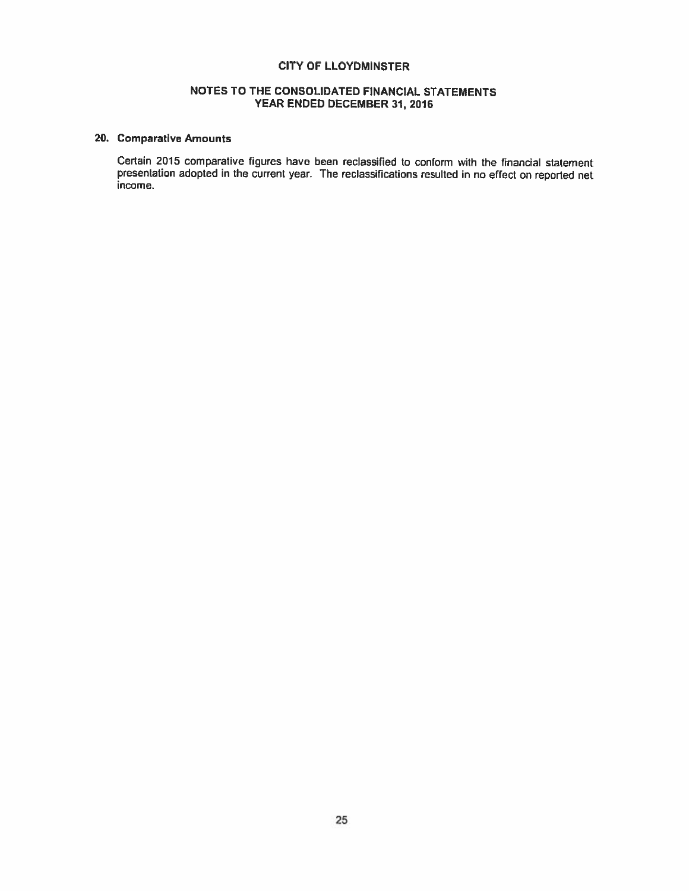# CITY OF LLOYDMINSTER

## NOTES TO THE CONSOLIDATED FINANCIAL STATEMENTS
## YEAR ENDED DECEMBER 31, 2016

### 20. Comparative Amounts

Certain 2015 comparative figures have been reclassified to conform with the financial statement presentation adopted in the current year. The reclassifications resulted in no effect on reported net income.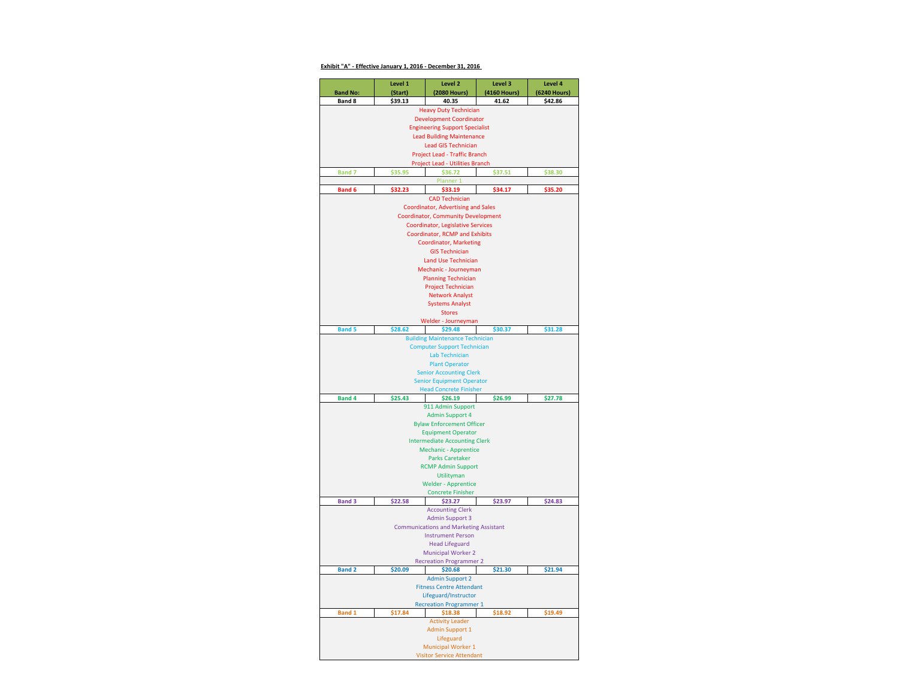**Exhibit "A" - Effective January 1, 2016 - December 31, 2016**

| Band No: | Level 1 (Start) | Level 2 (2080 Hours) | Level 3 (4160 Hours) | Level 4 (6240 Hours) |
|---|---|---|---|---|
| **Band 8** | **$39.13** | **40.35** | **41.62** | **$42.86** |
| | | Heavy Duty Technician<br>Development Coordinator<br>Engineering Support Specialist<br>Lead Building Maintenance<br>Lead GIS Technician<br>Project Lead - Traffic Branch<br>Project Lead - Utilities Branch | | |
| **Band 7** | **$35.95** | **$36.72** | **$37.51** | **$38.30** |
| | | Planner 1 | | |
| **Band 6** | **$32.23** | **$33.19** | **$34.17** | **$35.20** |
| | | CAD Technician<br>Coordinator, Advertising and Sales<br>Coordinator, Community Development<br>Coordinator, Legislative Services<br>Coordinator, RCMP and Exhibits<br>Coordinator, Marketing<br>GIS Technician<br>Land Use Technician<br>Mechanic - Journeyman<br>Planning Technician<br>Project Technician<br>Network Analyst<br>Systems Analyst<br>Stores<br>Welder - Journeyman | | |
| **Band 5** | **$28.62** | **$29.48** | **$30.37** | **$31.28** |
| | | Building Maintenance Technician<br>Computer Support Technician<br>Lab Technician<br>Plant Operator<br>Senior Accounting Clerk<br>Senior Equipment Operator<br>Head Concrete Finisher | | |
| **Band 4** | **$25.43** | **$26.19** | **$26.99** | **$27.78** |
| | | 911 Admin Support<br>Admin Support 4<br>Bylaw Enforcement Officer<br>Equipment Operator<br>Intermediate Accounting Clerk<br>Mechanic - Apprentice<br>Parks Caretaker<br>RCMP Admin Support<br>Utilityman<br>Welder - Apprentice<br>Concrete Finisher | | |
| **Band 3** | **$22.58** | **$23.27** | **$23.97** | **$24.83** |
| | | Accounting Clerk<br>Admin Support 3<br>Communications and Marketing Assistant<br>Instrument Person<br>Head Lifeguard<br>Municipal Worker 2<br>Recreation Programmer 2 | | |
| **Band 2** | **$20.09** | **$20.68** | **$21.30** | **$21.94** |
| | | Admin Support 2<br>Fitness Centre Attendant<br>Lifeguard/Instructor<br>Recreation Programmer 1 | | |
| **Band 1** | **$17.84** | **$18.38** | **$18.92** | **$19.49** |
| | | Activity Leader<br>Admin Support 1<br>Lifeguard<br>Municipal Worker 1<br>Visitor Service Attendant | | |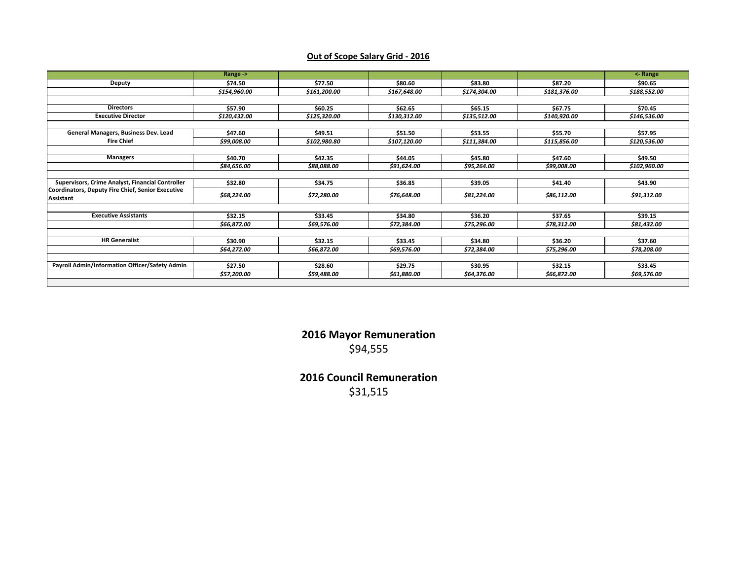## Out of Scope Salary Grid - 2016

| | Range -> | | | | | <- Range |
|---|---|---|---|---|---|---|
| **Deputy** | $74.50 | $77.50 | $80.60 | $83.80 | $87.20 | $90.65 |
| | *$154,960.00* | *$161,200.00* | *$167,648.00* | *$174,304.00* | *$181,376.00* | *$188,552.00* |
| | | | | | | |
| **Directors** | $57.90 | $60.25 | $62.65 | $65.15 | $67.75 | $70.45 |
| **Executive Director** | *$120,432.00* | *$125,320.00* | *$130,312.00* | *$135,512.00* | *$140,920.00* | *$146,536.00* |
| | | | | | | |
| **General Managers, Business Dev. Lead** | $47.60 | $49.51 | $51.50 | $53.55 | $55.70 | $57.95 |
| **Fire Chief** | *$99,008.00* | *$102,980.80* | *$107,120.00* | *$111,384.00* | *$115,856.00* | *$120,536.00* |
| | | | | | | |
| **Managers** | $40.70 | $42.35 | $44.05 | $45.80 | $47.60 | $49.50 |
| | *$84,656.00* | *$88,088.00* | *$91,624.00* | *$95,264.00* | *$99,008.00* | *$102,960.00* |
| | | | | | | |
| **Supervisors, Crime Analyst, Financial Controller** | $32.80 | $34.75 | $36.85 | $39.05 | $41.40 | $43.90 |
| **Coordinators, Deputy Fire Chief, Senior Executive Assistant** | *$68,224.00* | *$72,280.00* | *$76,648.00* | *$81,224.00* | *$86,112.00* | *$91,312.00* |
| | | | | | | |
| **Executive Assistants** | $32.15 | $33.45 | $34.80 | $36.20 | $37.65 | $39.15 |
| | *$66,872.00* | *$69,576.00* | *$72,384.00* | *$75,296.00* | *$78,312.00* | *$81,432.00* |
| | | | | | | |
| **HR Generalist** | $30.90 | $32.15 | $33.45 | $34.80 | $36.20 | $37.60 |
| | *$64,272.00* | *$66,872.00* | *$69,576.00* | *$72,384.00* | *$75,296.00* | *$78,208.00* |
| | | | | | | |
| **Payroll Admin/Information Officer/Safety Admin** | $27.50 | $28.60 | $29.75 | $30.95 | $32.15 | $33.45 |
| | *$57,200.00* | *$59,488.00* | *$61,880.00* | *$64,376.00* | *$66,872.00* | *$69,576.00* |

**2016 Mayor Remuneration**

$94,555

**2016 Council Remuneration**

$31,515